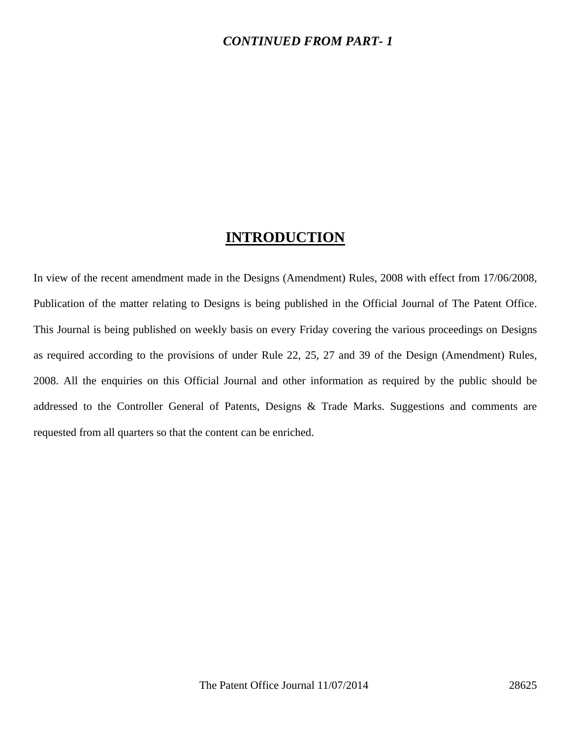***CONTINUED FROM PART- 1***

# INTRODUCTION

In view of the recent amendment made in the Designs (Amendment) Rules, 2008 with effect from 17/06/2008, Publication of the matter relating to Designs is being published in the Official Journal of The Patent Office. This Journal is being published on weekly basis on every Friday covering the various proceedings on Designs as required according to the provisions of under Rule 22, 25, 27 and 39 of the Design (Amendment) Rules, 2008. All the enquiries on this Official Journal and other information as required by the public should be addressed to the Controller General of Patents, Designs & Trade Marks. Suggestions and comments are requested from all quarters so that the content can be enriched.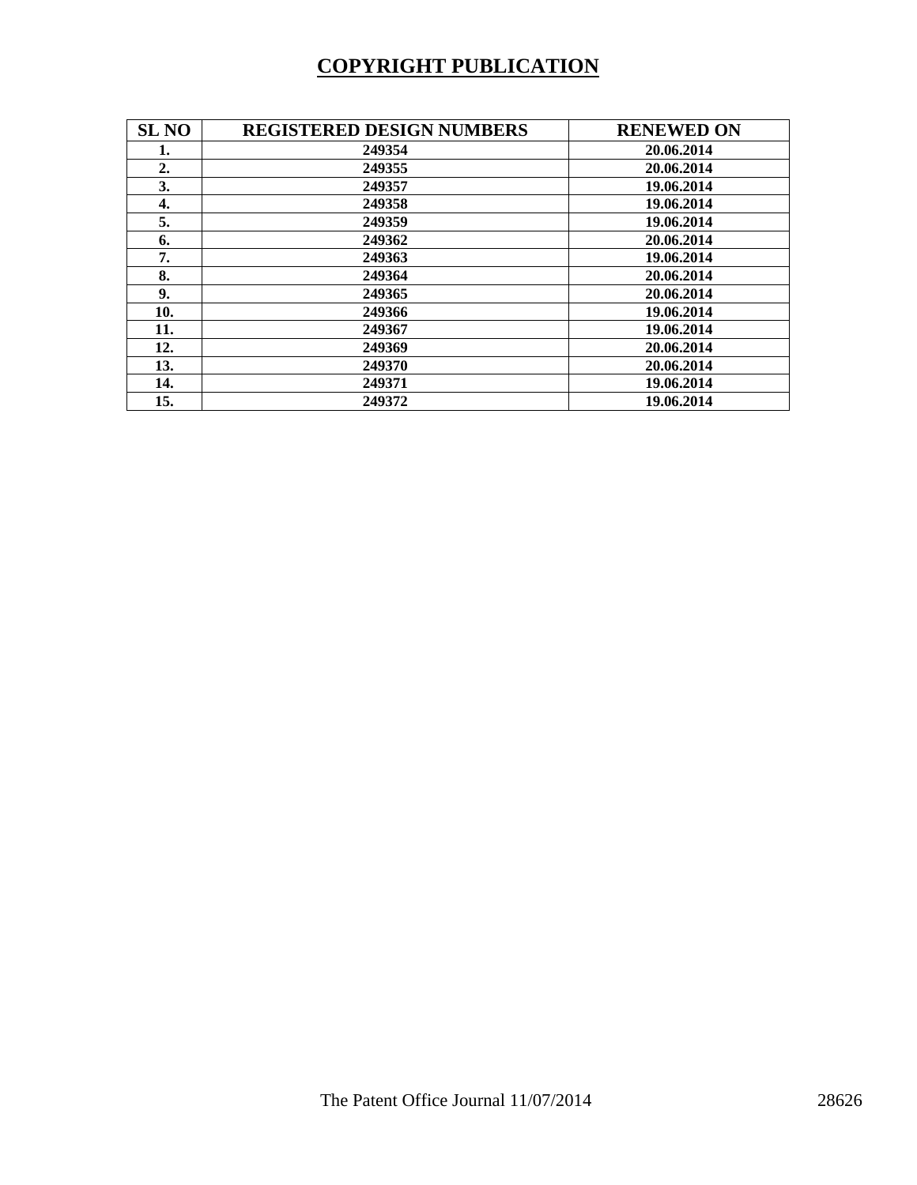# COPYRIGHT PUBLICATION

| SL NO | REGISTERED DESIGN NUMBERS | RENEWED ON |
|---|---|---|
| 1. | 249354 | 20.06.2014 |
| 2. | 249355 | 20.06.2014 |
| 3. | 249357 | 19.06.2014 |
| 4. | 249358 | 19.06.2014 |
| 5. | 249359 | 19.06.2014 |
| 6. | 249362 | 20.06.2014 |
| 7. | 249363 | 19.06.2014 |
| 8. | 249364 | 20.06.2014 |
| 9. | 249365 | 20.06.2014 |
| 10. | 249366 | 19.06.2014 |
| 11. | 249367 | 19.06.2014 |
| 12. | 249369 | 20.06.2014 |
| 13. | 249370 | 20.06.2014 |
| 14. | 249371 | 19.06.2014 |
| 15. | 249372 | 19.06.2014 |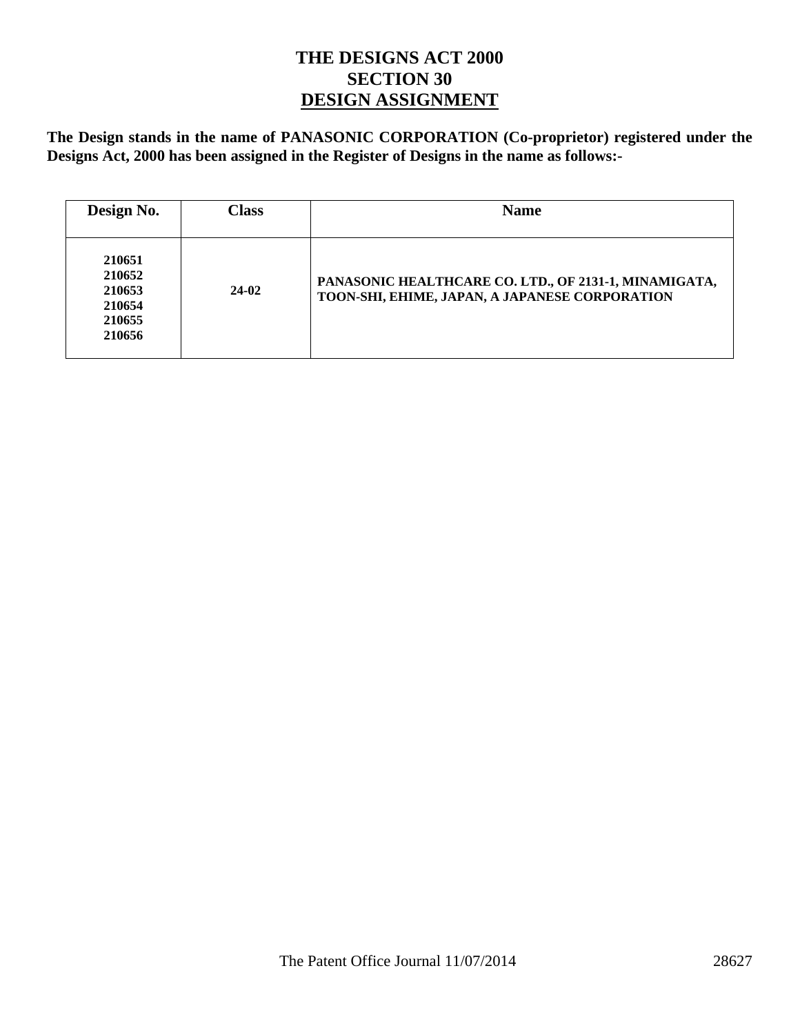# THE DESIGNS ACT 2000
## SECTION 30
## DESIGN ASSIGNMENT

**The Design stands in the name of PANASONIC CORPORATION (Co-proprietor) registered under the Designs Act, 2000 has been assigned in the Register of Designs in the name as follows:-**

| Design No. | Class | Name |
|---|---|---|
| 210651<br>210652<br>210653<br>210654<br>210655<br>210656 | 24-02 | PANASONIC HEALTHCARE CO. LTD., OF 2131-1, MINAMIGATA, TOON-SHI, EHIME, JAPAN, A JAPANESE CORPORATION |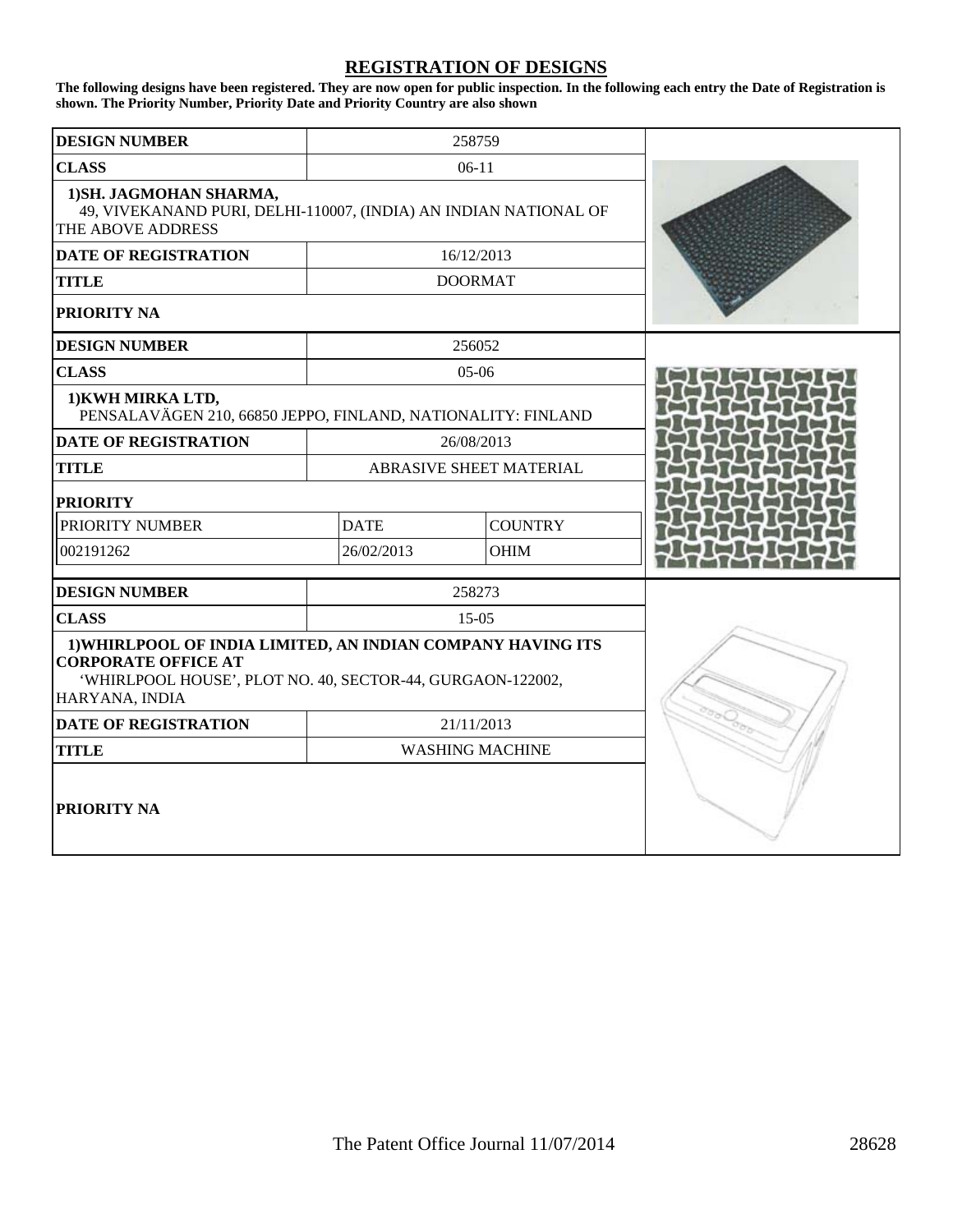## REGISTRATION OF DESIGNS

**The following designs have been registered. They are now open for public inspection. In the following each entry the Date of Registration is shown. The Priority Number, Priority Date and Priority Country are also shown**

| **DESIGN NUMBER** | 258759 |
|---|---|
| **CLASS** | 06-11 |
| **1)SH. JAGMOHAN SHARMA,** 49, VIVEKANAND PURI, DELHI-110007, (INDIA) AN INDIAN NATIONAL OF THE ABOVE ADDRESS | |
| **DATE OF REGISTRATION** | 16/12/2013 |
| **TITLE** | DOORMAT |
| **PRIORITY NA** | |

| **DESIGN NUMBER** | 256052 | |
|---|---|---|
| **CLASS** | 05-06 | |
| **1)KWH MIRKA LTD,** PENSALAVÄGEN 210, 66850 JEPPO, FINLAND, NATIONALITY: FINLAND | | |
| **DATE OF REGISTRATION** | 26/08/2013 | |
| **TITLE** | ABRASIVE SHEET MATERIAL | |
| **PRIORITY** | | |
| PRIORITY NUMBER | DATE | COUNTRY |
| 002191262 | 26/02/2013 | OHIM |

| **DESIGN NUMBER** | 258273 |
|---|---|
| **CLASS** | 15-05 |
| **1)WHIRLPOOL OF INDIA LIMITED, AN INDIAN COMPANY HAVING ITS CORPORATE OFFICE AT** 'WHIRLPOOL HOUSE', PLOT NO. 40, SECTOR-44, GURGAON-122002, HARYANA, INDIA | |
| **DATE OF REGISTRATION** | 21/11/2013 |
| **TITLE** | WASHING MACHINE |
| **PRIORITY NA** | |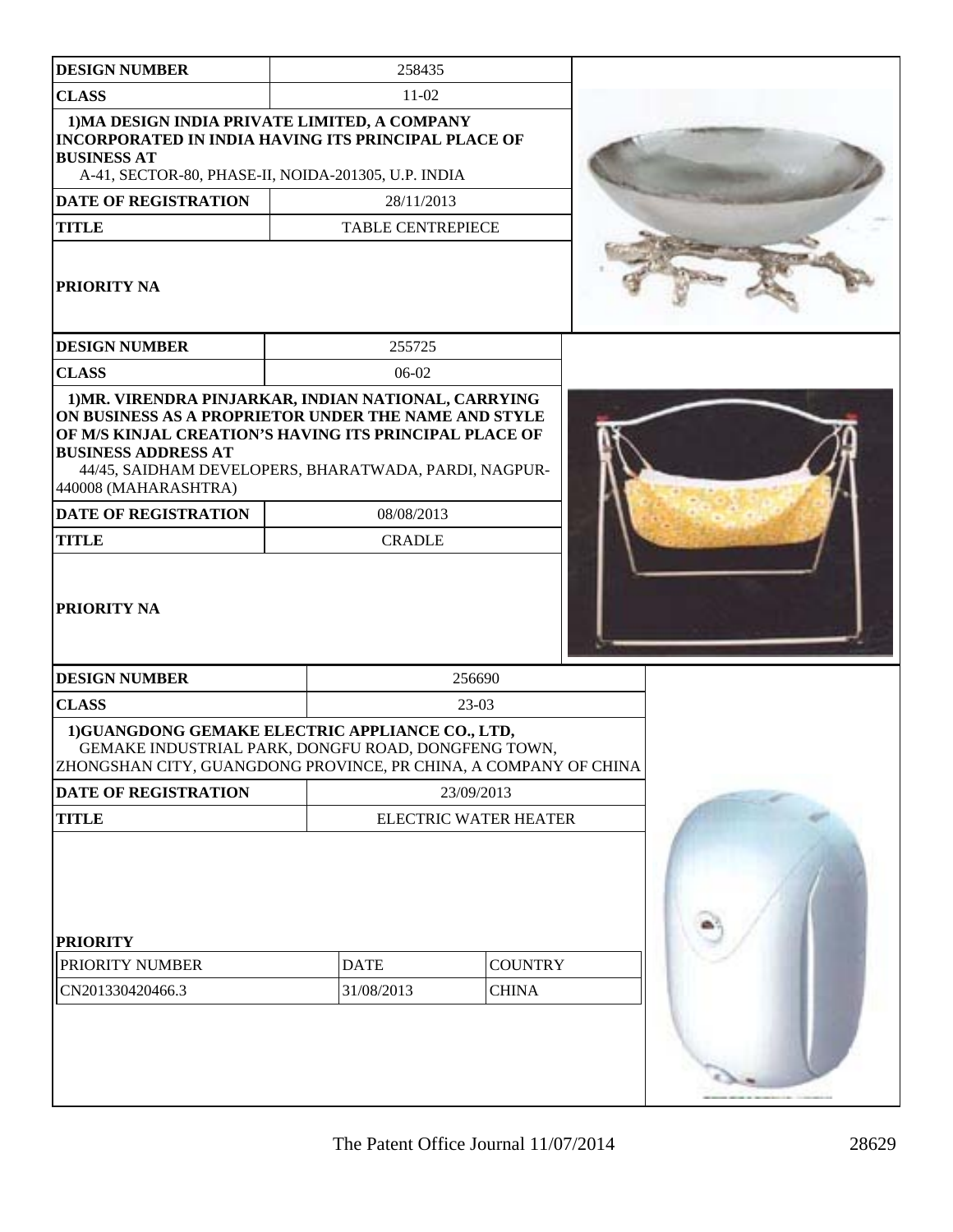| DESIGN NUMBER | 258435 |
|---|---|
| CLASS | 11-02 |
| 1)MA DESIGN INDIA PRIVATE LIMITED, A COMPANY INCORPORATED IN INDIA HAVING ITS PRINCIPAL PLACE OF BUSINESS AT A-41, SECTOR-80, PHASE-II, NOIDA-201305, U.P. INDIA | |
| DATE OF REGISTRATION | 28/11/2013 |
| TITLE | TABLE CENTREPIECE |
| PRIORITY NA | |

| DESIGN NUMBER | 255725 |
|---|---|
| CLASS | 06-02 |
| 1)MR. VIRENDRA PINJARKAR, INDIAN NATIONAL, CARRYING ON BUSINESS AS A PROPRIETOR UNDER THE NAME AND STYLE OF M/S KINJAL CREATION'S HAVING ITS PRINCIPAL PLACE OF BUSINESS ADDRESS AT 44/45, SAIDHAM DEVELOPERS, BHARATWADA, PARDI, NAGPUR-440008 (MAHARASHTRA) | |
| DATE OF REGISTRATION | 08/08/2013 |
| TITLE | CRADLE |
| PRIORITY NA | |

| DESIGN NUMBER | 256690 | |
|---|---|---|
| CLASS | 23-03 | |
| 1)GUANGDONG GEMAKE ELECTRIC APPLIANCE CO., LTD, GEMAKE INDUSTRIAL PARK, DONGFU ROAD, DONGFENG TOWN, ZHONGSHAN CITY, GUANGDONG PROVINCE, PR CHINA, A COMPANY OF CHINA | | |
| DATE OF REGISTRATION | 23/09/2013 | |
| TITLE | ELECTRIC WATER HEATER | |
| PRIORITY | | |
| PRIORITY NUMBER | DATE | COUNTRY |
| CN201330420466.3 | 31/08/2013 | CHINA |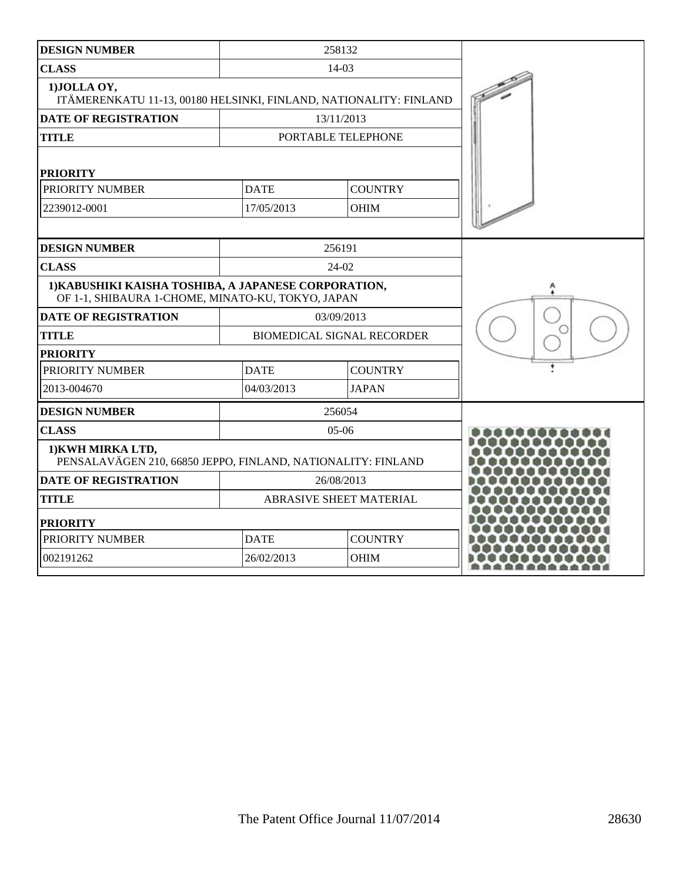| DESIGN NUMBER | 258132 | |
|---|---|---|
| CLASS | 14-03 | |
| 1)JOLLA OY, ITÄMERENKATU 11-13, 00180 HELSINKI, FINLAND, NATIONALITY: FINLAND | | |
| DATE OF REGISTRATION | 13/11/2013 | |
| TITLE | PORTABLE TELEPHONE | |
| PRIORITY | | |
| PRIORITY NUMBER | DATE | COUNTRY |
| 2239012-0001 | 17/05/2013 | OHIM |

| DESIGN NUMBER | 256191 | |
|---|---|---|
| CLASS | 24-02 | |
| 1)KABUSHIKI KAISHA TOSHIBA, A JAPANESE CORPORATION, OF 1-1, SHIBAURA 1-CHOME, MINATO-KU, TOKYO, JAPAN | | |
| DATE OF REGISTRATION | 03/09/2013 | |
| TITLE | BIOMEDICAL SIGNAL RECORDER | |
| PRIORITY | | |
| PRIORITY NUMBER | DATE | COUNTRY |
| 2013-004670 | 04/03/2013 | JAPAN |

| DESIGN NUMBER | 256054 | |
|---|---|---|
| CLASS | 05-06 | |
| 1)KWH MIRKA LTD, PENSALAVÄGEN 210, 66850 JEPPO, FINLAND, NATIONALITY: FINLAND | | |
| DATE OF REGISTRATION | 26/08/2013 | |
| TITLE | ABRASIVE SHEET MATERIAL | |
| PRIORITY | | |
| PRIORITY NUMBER | DATE | COUNTRY |
| 002191262 | 26/02/2013 | OHIM |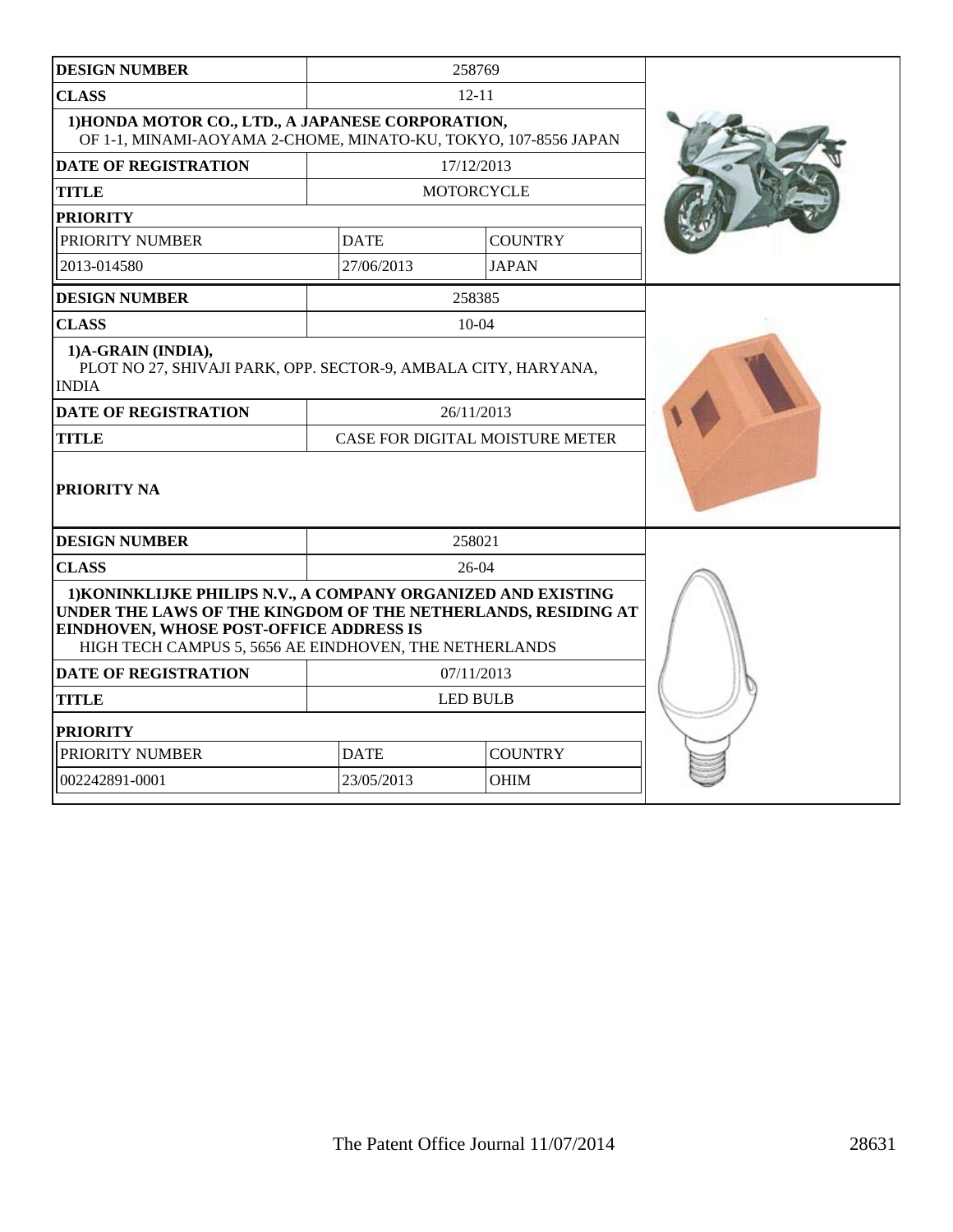| DESIGN NUMBER | 258769 | |
|---|---|---|
| CLASS | 12-11 | |
| 1)HONDA MOTOR CO., LTD., A JAPANESE CORPORATION, OF 1-1, MINAMI-AOYAMA 2-CHOME, MINATO-KU, TOKYO, 107-8556 JAPAN | | |
| DATE OF REGISTRATION | 17/12/2013 | |
| TITLE | MOTORCYCLE | |
| PRIORITY | | |
| PRIORITY NUMBER | DATE | COUNTRY |
| 2013-014580 | 27/06/2013 | JAPAN |

| DESIGN NUMBER | 258385 |
|---|---|
| CLASS | 10-04 |
| 1)A-GRAIN (INDIA), PLOT NO 27, SHIVAJI PARK, OPP. SECTOR-9, AMBALA CITY, HARYANA, INDIA | |
| DATE OF REGISTRATION | 26/11/2013 |
| TITLE | CASE FOR DIGITAL MOISTURE METER |
| PRIORITY NA | |

| DESIGN NUMBER | 258021 | |
|---|---|---|
| CLASS | 26-04 | |
| 1)KONINKLIJKE PHILIPS N.V., A COMPANY ORGANIZED AND EXISTING UNDER THE LAWS OF THE KINGDOM OF THE NETHERLANDS, RESIDING AT EINDHOVEN, WHOSE POST-OFFICE ADDRESS IS HIGH TECH CAMPUS 5, 5656 AE EINDHOVEN, THE NETHERLANDS | | |
| DATE OF REGISTRATION | 07/11/2013 | |
| TITLE | LED BULB | |
| PRIORITY | | |
| PRIORITY NUMBER | DATE | COUNTRY |
| 002242891-0001 | 23/05/2013 | OHIM |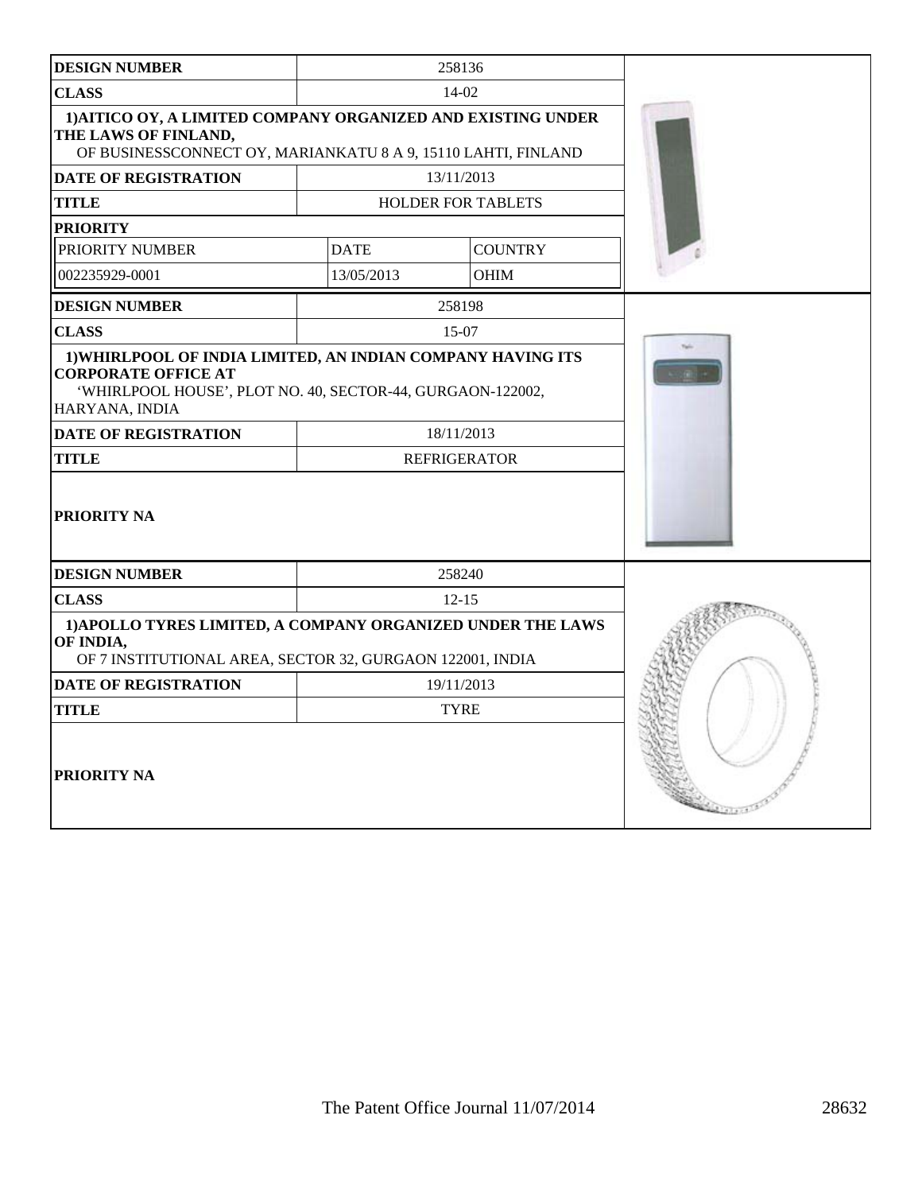| DESIGN NUMBER | 258136 | |
|---|---|---|
| CLASS | 14-02 | |
| 1)AITICO OY, A LIMITED COMPANY ORGANIZED AND EXISTING UNDER THE LAWS OF FINLAND, OF BUSINESSCONNECT OY, MARIANKATU 8 A 9, 15110 LAHTI, FINLAND | | |
| DATE OF REGISTRATION | 13/11/2013 | |
| TITLE | HOLDER FOR TABLETS | |
| PRIORITY | | |
| PRIORITY NUMBER | DATE | COUNTRY |
| 002235929-0001 | 13/05/2013 | OHIM |

| DESIGN NUMBER | 258198 |
|---|---|
| CLASS | 15-07 |
| 1)WHIRLPOOL OF INDIA LIMITED, AN INDIAN COMPANY HAVING ITS CORPORATE OFFICE AT 'WHIRLPOOL HOUSE', PLOT NO. 40, SECTOR-44, GURGAON-122002, HARYANA, INDIA | |
| DATE OF REGISTRATION | 18/11/2013 |
| TITLE | REFRIGERATOR |
| PRIORITY NA | |

| DESIGN NUMBER | 258240 |
|---|---|
| CLASS | 12-15 |
| 1)APOLLO TYRES LIMITED, A COMPANY ORGANIZED UNDER THE LAWS OF INDIA, OF 7 INSTITUTIONAL AREA, SECTOR 32, GURGAON 122001, INDIA | |
| DATE OF REGISTRATION | 19/11/2013 |
| TITLE | TYRE |
| PRIORITY NA | |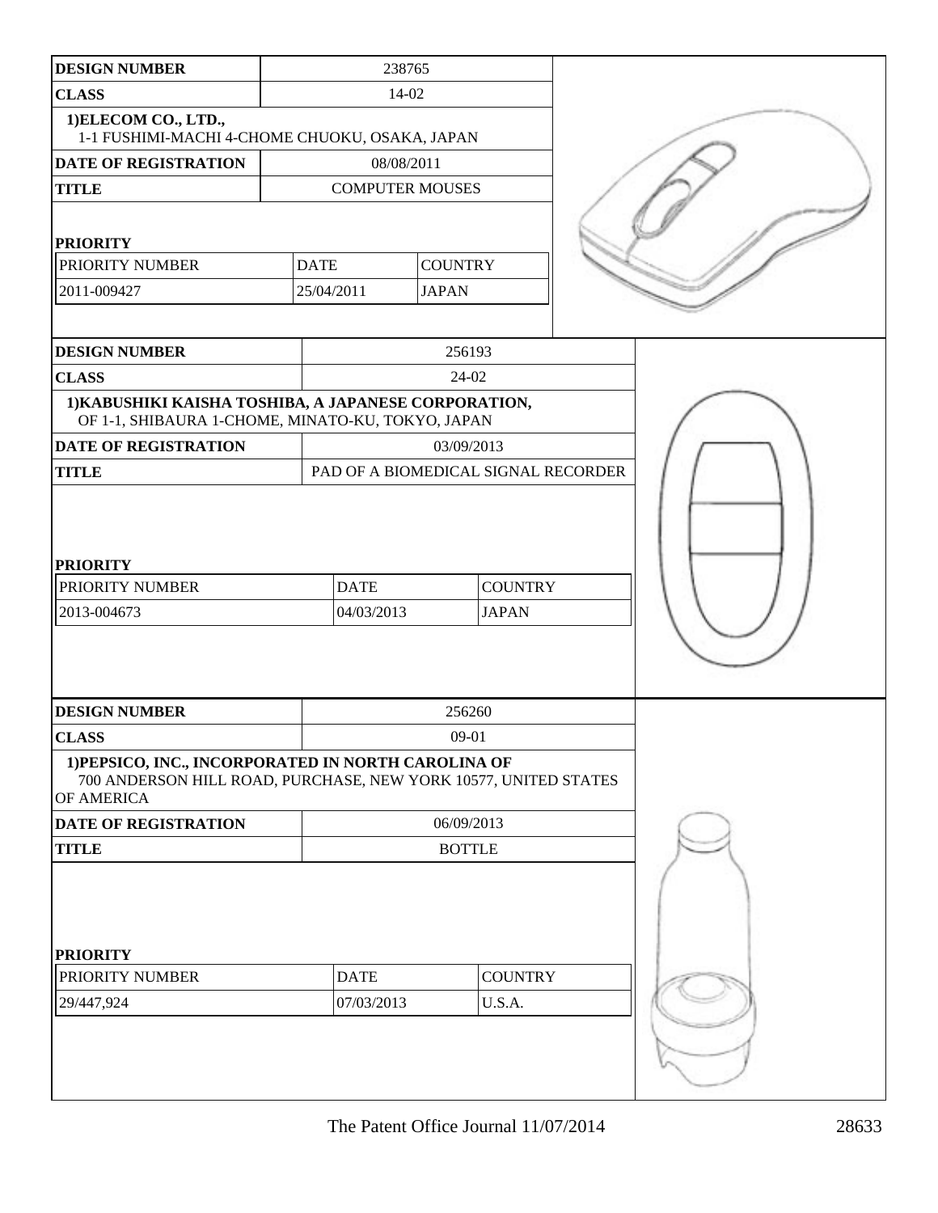| DESIGN NUMBER | 238765 | |
|---|---|---|
| CLASS | 14-02 | |
| 1)ELECOM CO., LTD., 1-1 FUSHIMI-MACHI 4-CHOME CHUOKU, OSAKA, JAPAN | | |
| DATE OF REGISTRATION | 08/08/2011 | |
| TITLE | COMPUTER MOUSES | |
| **PRIORITY** | | |
| PRIORITY NUMBER | DATE | COUNTRY |
| 2011-009427 | 25/04/2011 | JAPAN |

| DESIGN NUMBER | 256193 | |
|---|---|---|
| CLASS | 24-02 | |
| 1)KABUSHIKI KAISHA TOSHIBA, A JAPANESE CORPORATION, OF 1-1, SHIBAURA 1-CHOME, MINATO-KU, TOKYO, JAPAN | | |
| DATE OF REGISTRATION | 03/09/2013 | |
| TITLE | PAD OF A BIOMEDICAL SIGNAL RECORDER | |
| **PRIORITY** | | |
| PRIORITY NUMBER | DATE | COUNTRY |
| 2013-004673 | 04/03/2013 | JAPAN |

| DESIGN NUMBER | 256260 | |
|---|---|---|
| CLASS | 09-01 | |
| 1)PEPSICO, INC., INCORPORATED IN NORTH CAROLINA OF 700 ANDERSON HILL ROAD, PURCHASE, NEW YORK 10577, UNITED STATES OF AMERICA | | |
| DATE OF REGISTRATION | 06/09/2013 | |
| TITLE | BOTTLE | |
| **PRIORITY** | | |
| PRIORITY NUMBER | DATE | COUNTRY |
| 29/447,924 | 07/03/2013 | U.S.A. |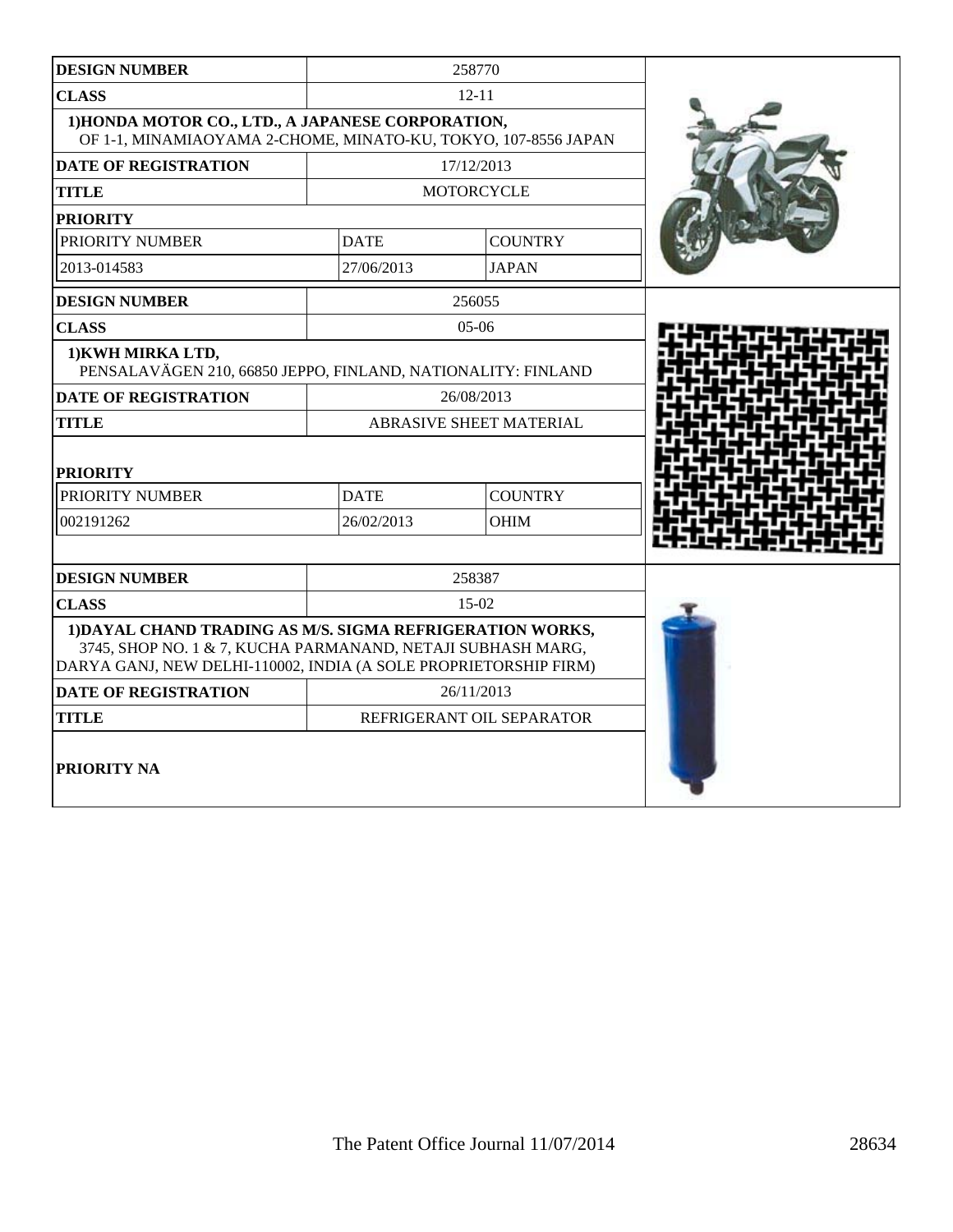| DESIGN NUMBER | 258770 | |
|---|---|---|
| CLASS | 12-11 | |
| 1)HONDA MOTOR CO., LTD., A JAPANESE CORPORATION, OF 1-1, MINAMIAOYAMA 2-CHOME, MINATO-KU, TOKYO, 107-8556 JAPAN | | |
| DATE OF REGISTRATION | 17/12/2013 | |
| TITLE | MOTORCYCLE | |
| PRIORITY | | |
| PRIORITY NUMBER | DATE | COUNTRY |
| 2013-014583 | 27/06/2013 | JAPAN |

| DESIGN NUMBER | 256055 | |
|---|---|---|
| CLASS | 05-06 | |
| 1)KWH MIRKA LTD, PENSALAVÄGEN 210, 66850 JEPPO, FINLAND, NATIONALITY: FINLAND | | |
| DATE OF REGISTRATION | 26/08/2013 | |
| TITLE | ABRASIVE SHEET MATERIAL | |
| PRIORITY | | |
| PRIORITY NUMBER | DATE | COUNTRY |
| 002191262 | 26/02/2013 | OHIM |

| DESIGN NUMBER | 258387 |
|---|---|
| CLASS | 15-02 |
| 1)DAYAL CHAND TRADING AS M/S. SIGMA REFRIGERATION WORKS, 3745, SHOP NO. 1 & 7, KUCHA PARMANAND, NETAJI SUBHASH MARG, DARYA GANJ, NEW DELHI-110002, INDIA (A SOLE PROPRIETORSHIP FIRM) | |
| DATE OF REGISTRATION | 26/11/2013 |
| TITLE | REFRIGERANT OIL SEPARATOR |
| PRIORITY NA | |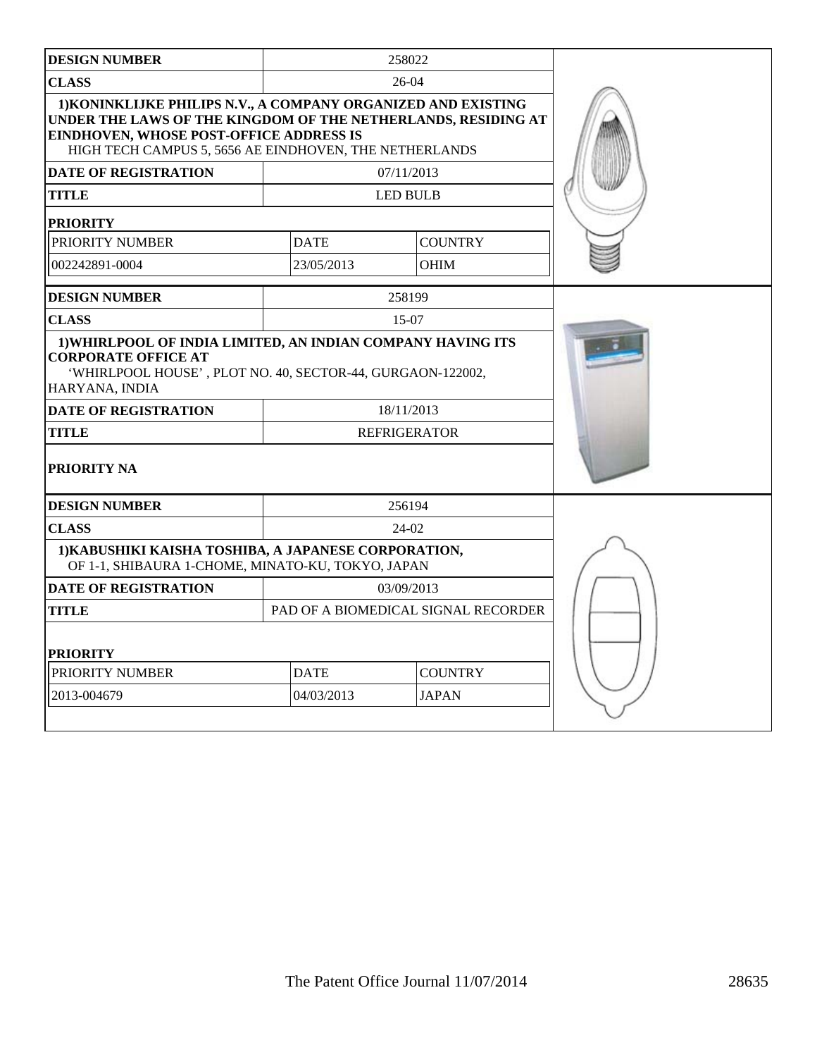| DESIGN NUMBER | 258022 | |
|---|---|---|
| CLASS | 26-04 | |
| **1)KONINKLIJKE PHILIPS N.V., A COMPANY ORGANIZED AND EXISTING UNDER THE LAWS OF THE KINGDOM OF THE NETHERLANDS, RESIDING AT EINDHOVEN, WHOSE POST-OFFICE ADDRESS IS** HIGH TECH CAMPUS 5, 5656 AE EINDHOVEN, THE NETHERLANDS | | |
| DATE OF REGISTRATION | 07/11/2013 | |
| TITLE | LED BULB | |
| **PRIORITY** | | |
| PRIORITY NUMBER | DATE | COUNTRY |
| 002242891-0004 | 23/05/2013 | OHIM |

| DESIGN NUMBER | 258199 |
|---|---|
| CLASS | 15-07 |
| **1)WHIRLPOOL OF INDIA LIMITED, AN INDIAN COMPANY HAVING ITS CORPORATE OFFICE AT** 'WHIRLPOOL HOUSE' , PLOT NO. 40, SECTOR-44, GURGAON-122002, HARYANA, INDIA | |
| DATE OF REGISTRATION | 18/11/2013 |
| TITLE | REFRIGERATOR |
| **PRIORITY NA** | |

| DESIGN NUMBER | 256194 | |
|---|---|---|
| CLASS | 24-02 | |
| **1)KABUSHIKI KAISHA TOSHIBA, A JAPANESE CORPORATION,** OF 1-1, SHIBAURA 1-CHOME, MINATO-KU, TOKYO, JAPAN | | |
| DATE OF REGISTRATION | 03/09/2013 | |
| TITLE | PAD OF A BIOMEDICAL SIGNAL RECORDER | |
| **PRIORITY** | | |
| PRIORITY NUMBER | DATE | COUNTRY |
| 2013-004679 | 04/03/2013 | JAPAN |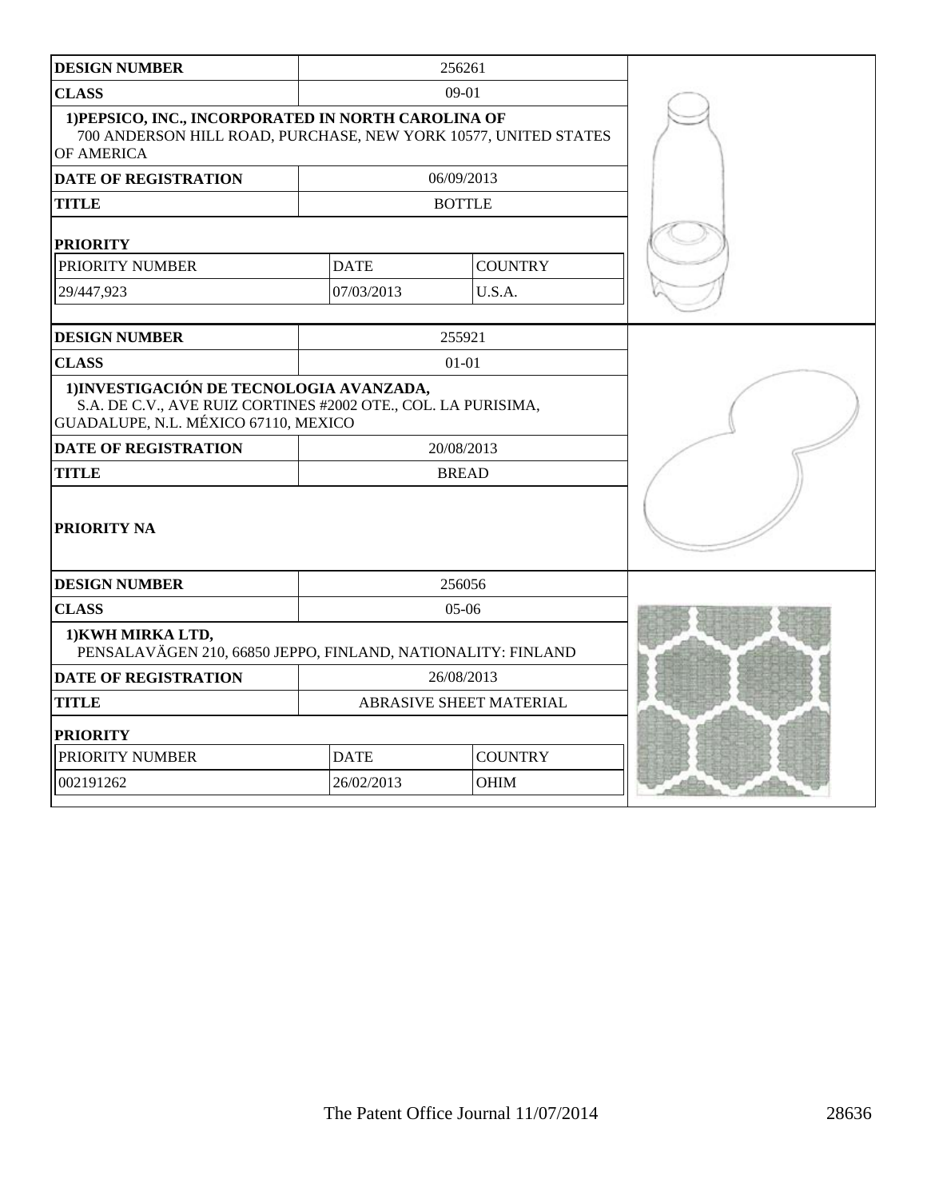| DESIGN NUMBER | 256261 | |
|---|---|---|
| CLASS | 09-01 | |
| 1)PEPSICO, INC., INCORPORATED IN NORTH CAROLINA OF 700 ANDERSON HILL ROAD, PURCHASE, NEW YORK 10577, UNITED STATES OF AMERICA | | |
| DATE OF REGISTRATION | 06/09/2013 | |
| TITLE | BOTTLE | |
| PRIORITY | | |
| PRIORITY NUMBER | DATE | COUNTRY |
| 29/447,923 | 07/03/2013 | U.S.A. |

| DESIGN NUMBER | 255921 |
|---|---|
| CLASS | 01-01 |
| 1)INVESTIGACIÓN DE TECNOLOGIA AVANZADA, S.A. DE C.V., AVE RUIZ CORTINES #2002 OTE., COL. LA PURISIMA, GUADALUPE, N.L. MÉXICO 67110, MEXICO | |
| DATE OF REGISTRATION | 20/08/2013 |
| TITLE | BREAD |
| PRIORITY NA | |

| DESIGN NUMBER | 256056 | |
|---|---|---|
| CLASS | 05-06 | |
| 1)KWH MIRKA LTD, PENSALAVÄGEN 210, 66850 JEPPO, FINLAND, NATIONALITY: FINLAND | | |
| DATE OF REGISTRATION | 26/08/2013 | |
| TITLE | ABRASIVE SHEET MATERIAL | |
| PRIORITY | | |
| PRIORITY NUMBER | DATE | COUNTRY |
| 002191262 | 26/02/2013 | OHIM |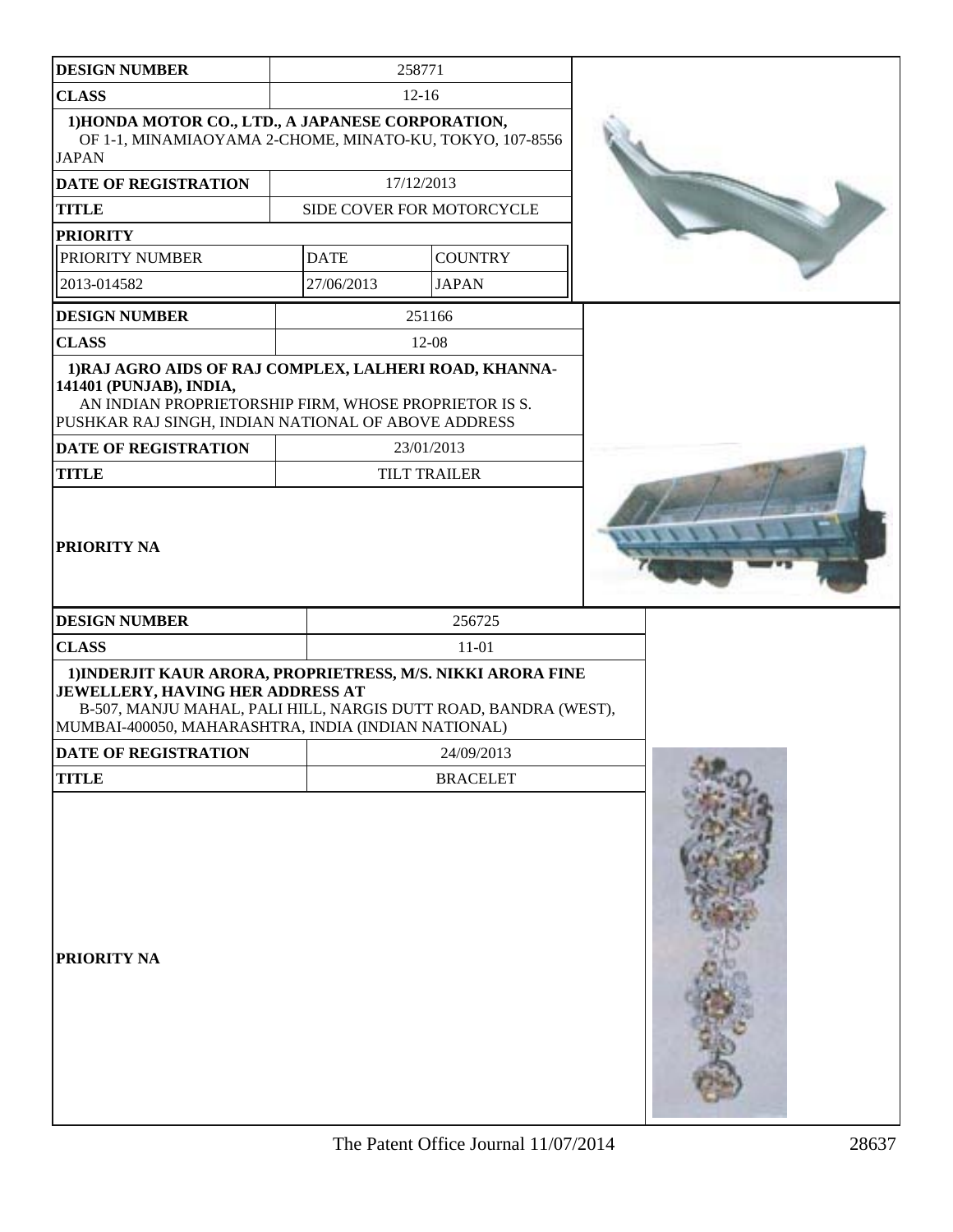| DESIGN NUMBER | 258771 | |
|---|---|---|
| CLASS | 12-16 | |
| 1)HONDA MOTOR CO., LTD., A JAPANESE CORPORATION, OF 1-1, MINAMIAOYAMA 2-CHOME, MINATO-KU, TOKYO, 107-8556 JAPAN | | |
| DATE OF REGISTRATION | 17/12/2013 | |
| TITLE | SIDE COVER FOR MOTORCYCLE | |
| PRIORITY | | |
| PRIORITY NUMBER | DATE | COUNTRY |
| 2013-014582 | 27/06/2013 | JAPAN |

| DESIGN NUMBER | 251166 |
|---|---|
| CLASS | 12-08 |
| 1)RAJ AGRO AIDS OF RAJ COMPLEX, LALHERI ROAD, KHANNA-141401 (PUNJAB), INDIA, AN INDIAN PROPRIETORSHIP FIRM, WHOSE PROPRIETOR IS S. PUSHKAR RAJ SINGH, INDIAN NATIONAL OF ABOVE ADDRESS | |
| DATE OF REGISTRATION | 23/01/2013 |
| TITLE | TILT TRAILER |
| PRIORITY NA | |

| DESIGN NUMBER | 256725 |
|---|---|
| CLASS | 11-01 |
| 1)INDERJIT KAUR ARORA, PROPRIETRESS, M/S. NIKKI ARORA FINE JEWELLERY, HAVING HER ADDRESS AT B-507, MANJU MAHAL, PALI HILL, NARGIS DUTT ROAD, BANDRA (WEST), MUMBAI-400050, MAHARASHTRA, INDIA (INDIAN NATIONAL) | |
| DATE OF REGISTRATION | 24/09/2013 |
| TITLE | BRACELET |
| PRIORITY NA | |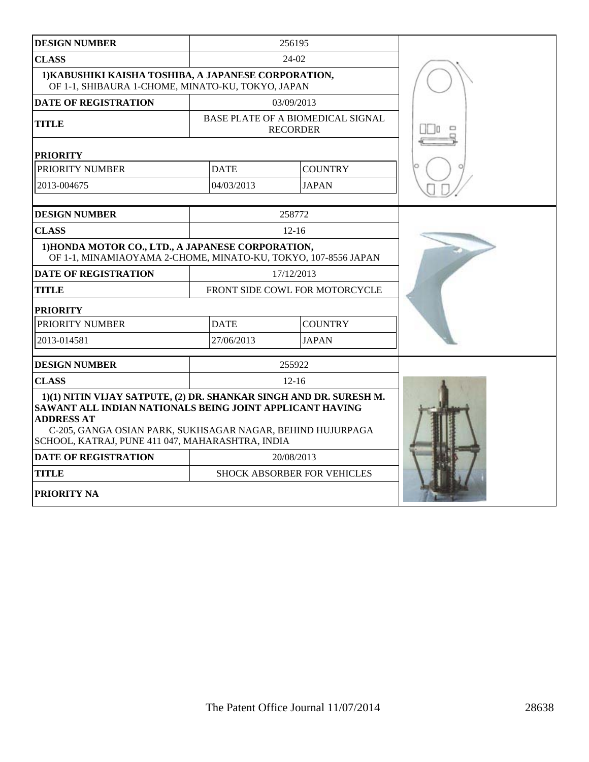| DESIGN NUMBER | 256195 | |
|---|---|---|
| CLASS | 24-02 | |
| 1)KABUSHIKI KAISHA TOSHIBA, A JAPANESE CORPORATION, OF 1-1, SHIBAURA 1-CHOME, MINATO-KU, TOKYO, JAPAN | | |
| DATE OF REGISTRATION | 03/09/2013 | |
| TITLE | BASE PLATE OF A BIOMEDICAL SIGNAL RECORDER | |
| PRIORITY | | |
| PRIORITY NUMBER | DATE | COUNTRY |
| 2013-004675 | 04/03/2013 | JAPAN |

| DESIGN NUMBER | 258772 | |
|---|---|---|
| CLASS | 12-16 | |
| 1)HONDA MOTOR CO., LTD., A JAPANESE CORPORATION, OF 1-1, MINAMIAOYAMA 2-CHOME, MINATO-KU, TOKYO, 107-8556 JAPAN | | |
| DATE OF REGISTRATION | 17/12/2013 | |
| TITLE | FRONT SIDE COWL FOR MOTORCYCLE | |
| PRIORITY | | |
| PRIORITY NUMBER | DATE | COUNTRY |
| 2013-014581 | 27/06/2013 | JAPAN |

| DESIGN NUMBER | 255922 |
|---|---|
| CLASS | 12-16 |
| 1)(1) NITIN VIJAY SATPUTE, (2) DR. SHANKAR SINGH AND DR. SURESH M. SAWANT ALL INDIAN NATIONALS BEING JOINT APPLICANT HAVING ADDRESS AT C-205, GANGA OSIAN PARK, SUKHSAGAR NAGAR, BEHIND HUJURPAGA SCHOOL, KATRAJ, PUNE 411 047, MAHARASHTRA, INDIA | |
| DATE OF REGISTRATION | 20/08/2013 |
| TITLE | SHOCK ABSORBER FOR VEHICLES |
| PRIORITY NA | |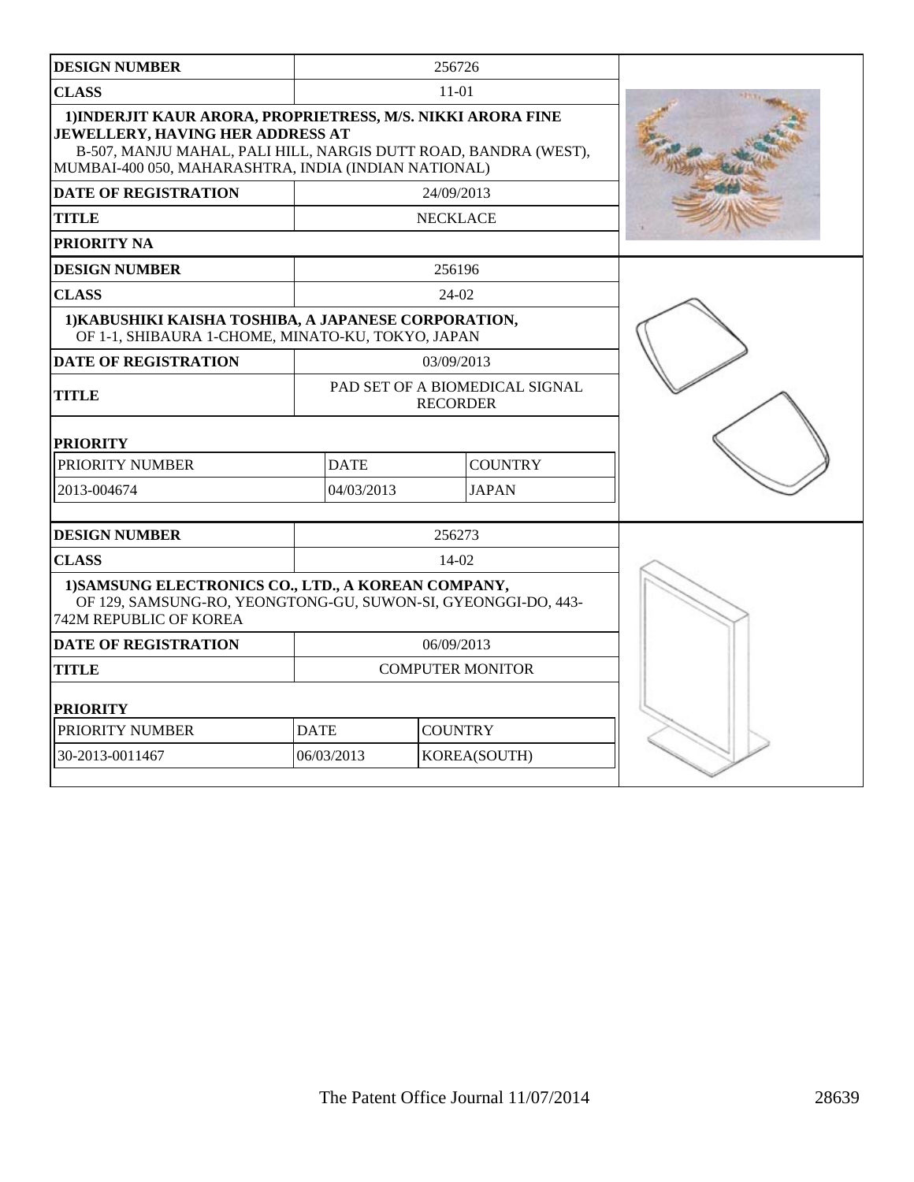| DESIGN NUMBER | 256726 |
| --- | --- |
| CLASS | 11-01 |
| 1)INDERJIT KAUR ARORA, PROPRIETRESS, M/S. NIKKI ARORA FINE JEWELLERY, HAVING HER ADDRESS AT B-507, MANJU MAHAL, PALI HILL, NARGIS DUTT ROAD, BANDRA (WEST), MUMBAI-400 050, MAHARASHTRA, INDIA (INDIAN NATIONAL) | |
| DATE OF REGISTRATION | 24/09/2013 |
| TITLE | NECKLACE |
| PRIORITY NA | |

| DESIGN NUMBER | 256196 |
| --- | --- |
| CLASS | 24-02 |
| 1)KABUSHIKI KAISHA TOSHIBA, A JAPANESE CORPORATION, OF 1-1, SHIBAURA 1-CHOME, MINATO-KU, TOKYO, JAPAN | |
| DATE OF REGISTRATION | 03/09/2013 |
| TITLE | PAD SET OF A BIOMEDICAL SIGNAL RECORDER |

**PRIORITY**

| PRIORITY NUMBER | DATE | COUNTRY |
| --- | --- | --- |
| 2013-004674 | 04/03/2013 | JAPAN |

| DESIGN NUMBER | 256273 |
| --- | --- |
| CLASS | 14-02 |
| 1)SAMSUNG ELECTRONICS CO., LTD., A KOREAN COMPANY, OF 129, SAMSUNG-RO, YEONGTONG-GU, SUWON-SI, GYEONGGI-DO, 443-742M REPUBLIC OF KOREA | |
| DATE OF REGISTRATION | 06/09/2013 |
| TITLE | COMPUTER MONITOR |

**PRIORITY**

| PRIORITY NUMBER | DATE | COUNTRY |
| --- | --- | --- |
| 30-2013-0011467 | 06/03/2013 | KOREA(SOUTH) |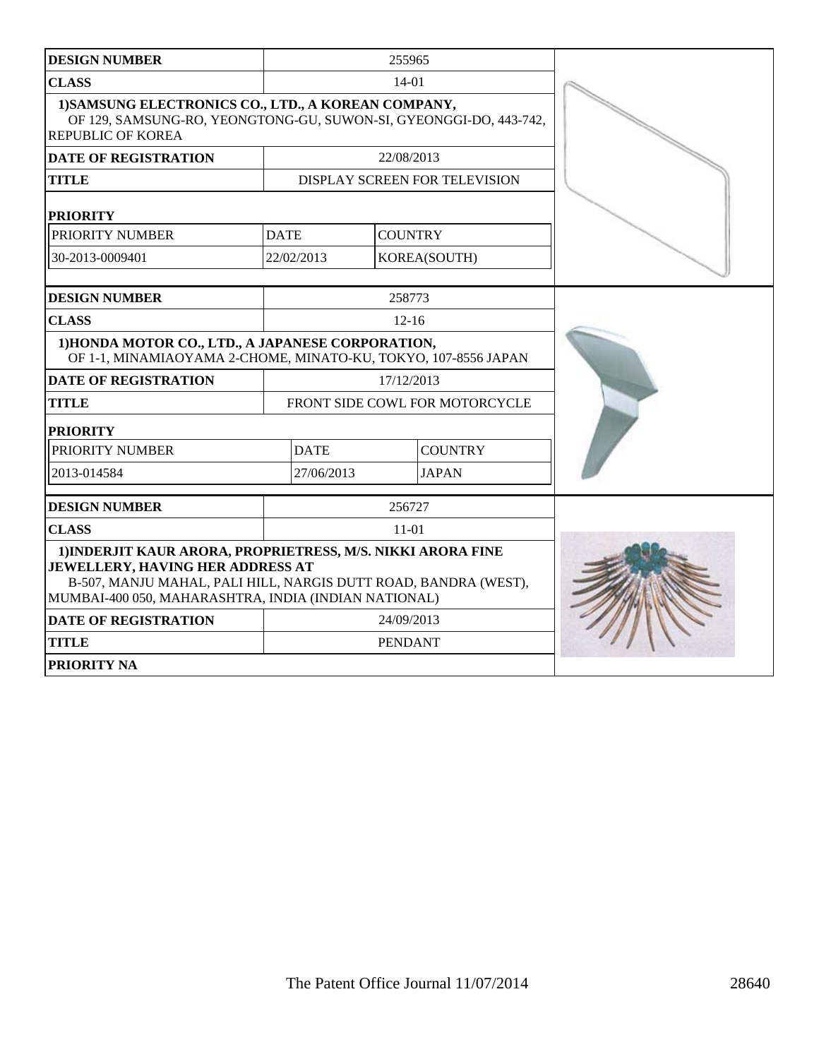| DESIGN NUMBER | 255965 | |
|---|---|---|
| CLASS | 14-01 | |
| 1)SAMSUNG ELECTRONICS CO., LTD., A KOREAN COMPANY, OF 129, SAMSUNG-RO, YEONGTONG-GU, SUWON-SI, GYEONGGI-DO, 443-742, REPUBLIC OF KOREA | | |
| DATE OF REGISTRATION | 22/08/2013 | |
| TITLE | DISPLAY SCREEN FOR TELEVISION | |
| PRIORITY | | |
| PRIORITY NUMBER | DATE | COUNTRY |
| 30-2013-0009401 | 22/02/2013 | KOREA(SOUTH) |

| DESIGN NUMBER | 258773 | |
|---|---|---|
| CLASS | 12-16 | |
| 1)HONDA MOTOR CO., LTD., A JAPANESE CORPORATION, OF 1-1, MINAMIAOYAMA 2-CHOME, MINATO-KU, TOKYO, 107-8556 JAPAN | | |
| DATE OF REGISTRATION | 17/12/2013 | |
| TITLE | FRONT SIDE COWL FOR MOTORCYCLE | |
| PRIORITY | | |
| PRIORITY NUMBER | DATE | COUNTRY |
| 2013-014584 | 27/06/2013 | JAPAN |

| DESIGN NUMBER | 256727 |
|---|---|
| CLASS | 11-01 |
| 1)INDERJIT KAUR ARORA, PROPRIETRESS, M/S. NIKKI ARORA FINE JEWELLERY, HAVING HER ADDRESS AT B-507, MANJU MAHAL, PALI HILL, NARGIS DUTT ROAD, BANDRA (WEST), MUMBAI-400 050, MAHARASHTRA, INDIA (INDIAN NATIONAL) | |
| DATE OF REGISTRATION | 24/09/2013 |
| TITLE | PENDANT |
| PRIORITY NA | |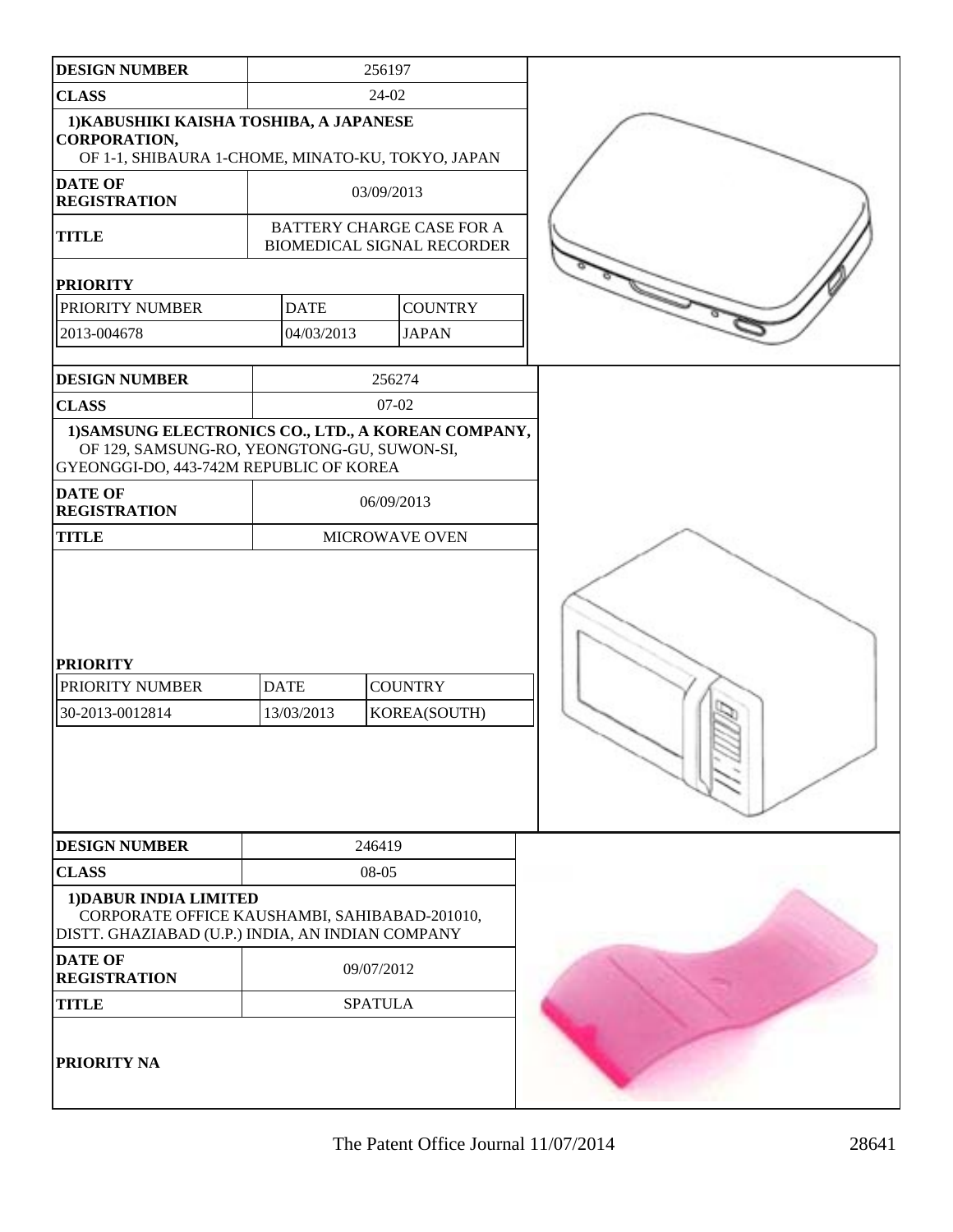| DESIGN NUMBER | 256197 | |
|---|---|---|
| CLASS | 24-02 | |
| **1)KABUSHIKI KAISHA TOSHIBA, A JAPANESE CORPORATION,** OF 1-1, SHIBAURA 1-CHOME, MINATO-KU, TOKYO, JAPAN | | |
| DATE OF REGISTRATION | 03/09/2013 | |
| TITLE | BATTERY CHARGE CASE FOR A BIOMEDICAL SIGNAL RECORDER | |

**PRIORITY**

| PRIORITY NUMBER | DATE | COUNTRY |
|---|---|---|
| 2013-004678 | 04/03/2013 | JAPAN |

| DESIGN NUMBER | 256274 |
|---|---|
| CLASS | 07-02 |
| **1)SAMSUNG ELECTRONICS CO., LTD., A KOREAN COMPANY,** OF 129, SAMSUNG-RO, YEONGTONG-GU, SUWON-SI, GYEONGGI-DO, 443-742M REPUBLIC OF KOREA | |
| DATE OF REGISTRATION | 06/09/2013 |
| TITLE | MICROWAVE OVEN |

**PRIORITY**

| PRIORITY NUMBER | DATE | COUNTRY |
|---|---|---|
| 30-2013-0012814 | 13/03/2013 | KOREA(SOUTH) |

| DESIGN NUMBER | 246419 |
|---|---|
| CLASS | 08-05 |
| **1)DABUR INDIA LIMITED** CORPORATE OFFICE KAUSHAMBI, SAHIBABAD-201010, DISTT. GHAZIABAD (U.P.) INDIA, AN INDIAN COMPANY | |
| DATE OF REGISTRATION | 09/07/2012 |
| TITLE | SPATULA |

**PRIORITY NA**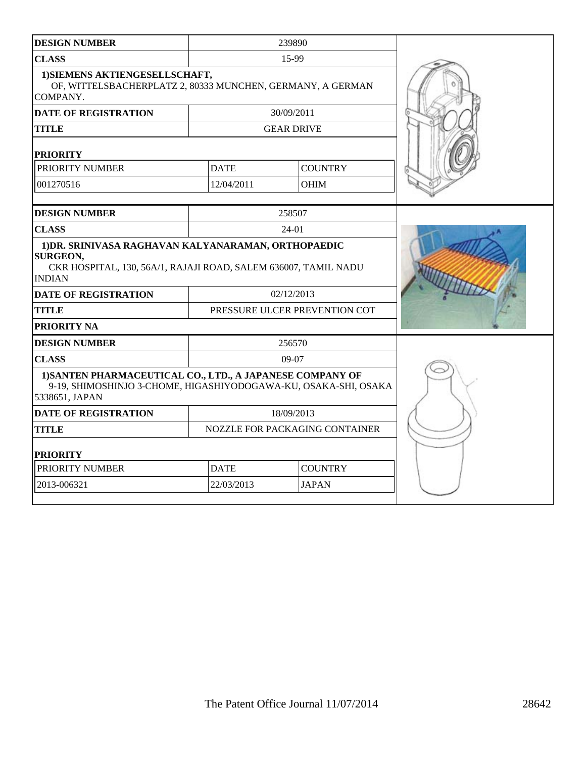| DESIGN NUMBER | 239890 | |
|---|---|---|
| CLASS | 15-99 | |
| **1)SIEMENS AKTIENGESELLSCHAFT,** OF, WITTELSBACHERPLATZ 2, 80333 MUNCHEN, GERMANY, A GERMAN COMPANY. | | |
| DATE OF REGISTRATION | 30/09/2011 | |
| TITLE | GEAR DRIVE | |
| **PRIORITY** | | |
| PRIORITY NUMBER | DATE | COUNTRY |
| 001270516 | 12/04/2011 | OHIM |

| DESIGN NUMBER | 258507 |
|---|---|
| CLASS | 24-01 |
| **1)DR. SRINIVASA RAGHAVAN KALYANARAMAN, ORTHOPAEDIC SURGEON,** CKR HOSPITAL, 130, 56A/1, RAJAJI ROAD, SALEM 636007, TAMIL NADU INDIAN | |
| DATE OF REGISTRATION | 02/12/2013 |
| TITLE | PRESSURE ULCER PREVENTION COT |
| PRIORITY NA | |

| DESIGN NUMBER | 256570 | |
|---|---|---|
| CLASS | 09-07 | |
| **1)SANTEN PHARMACEUTICAL CO., LTD., A JAPANESE COMPANY OF** 9-19, SHIMOSHINJO 3-CHOME, HIGASHIYODOGAWA-KU, OSAKA-SHI, OSAKA 5338651, JAPAN | | |
| DATE OF REGISTRATION | 18/09/2013 | |
| TITLE | NOZZLE FOR PACKAGING CONTAINER | |
| **PRIORITY** | | |
| PRIORITY NUMBER | DATE | COUNTRY |
| 2013-006321 | 22/03/2013 | JAPAN |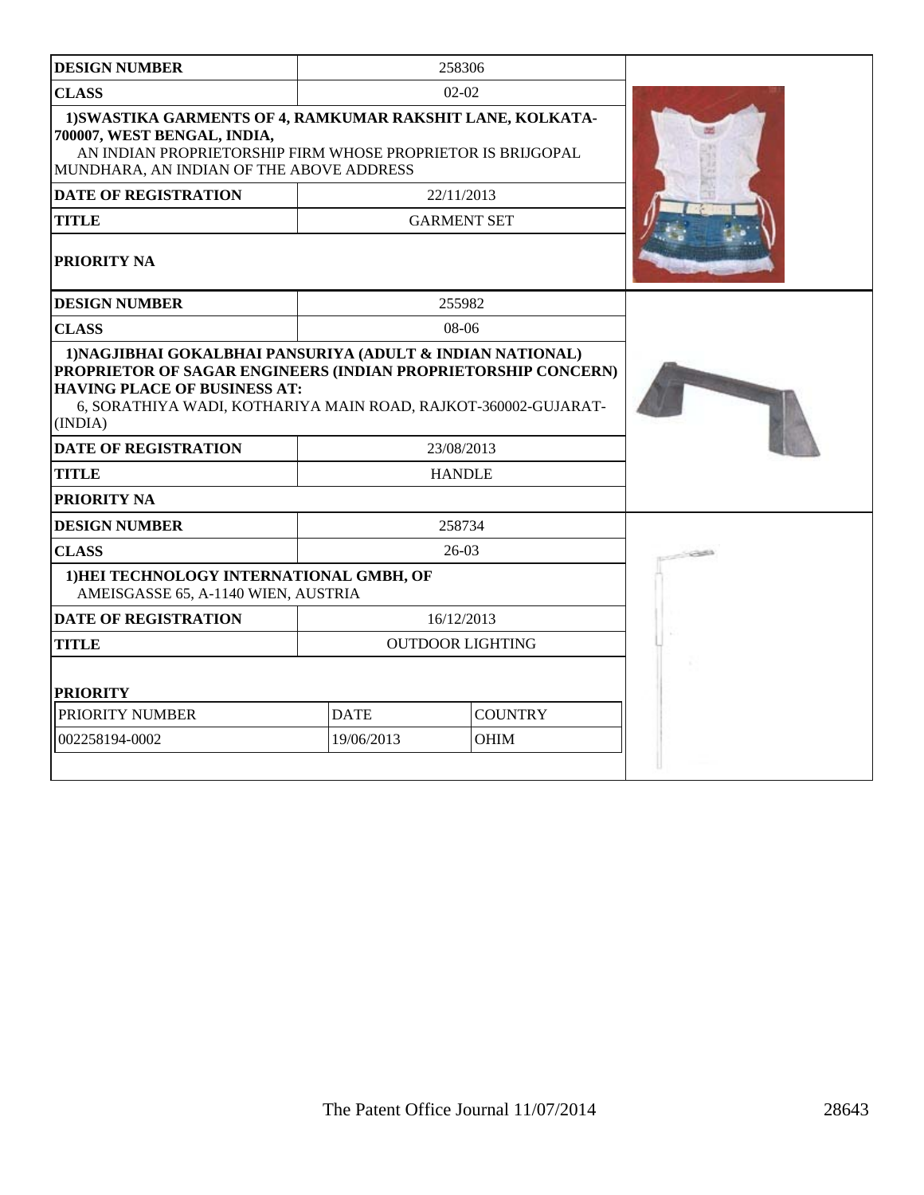| DESIGN NUMBER | 258306 |
|---|---|
| CLASS | 02-02 |
| 1)SWASTIKA GARMENTS OF 4, RAMKUMAR RAKSHIT LANE, KOLKATA-700007, WEST BENGAL, INDIA, AN INDIAN PROPRIETORSHIP FIRM WHOSE PROPRIETOR IS BRIJGOPAL MUNDHARA, AN INDIAN OF THE ABOVE ADDRESS | |
| DATE OF REGISTRATION | 22/11/2013 |
| TITLE | GARMENT SET |
| PRIORITY NA | |

| DESIGN NUMBER | 255982 |
|---|---|
| CLASS | 08-06 |
| 1)NAGJIBHAI GOKALBHAI PANSURIYA (ADULT & INDIAN NATIONAL) PROPRIETOR OF SAGAR ENGINEERS (INDIAN PROPRIETORSHIP CONCERN) HAVING PLACE OF BUSINESS AT: 6, SORATHIYA WADI, KOTHARIYA MAIN ROAD, RAJKOT-360002-GUJARAT-(INDIA) | |
| DATE OF REGISTRATION | 23/08/2013 |
| TITLE | HANDLE |
| PRIORITY NA | |

| DESIGN NUMBER | 258734 |
|---|---|
| CLASS | 26-03 |
| 1)HEI TECHNOLOGY INTERNATIONAL GMBH, OF AMEISGASSE 65, A-1140 WIEN, AUSTRIA | |
| DATE OF REGISTRATION | 16/12/2013 |
| TITLE | OUTDOOR LIGHTING |
| PRIORITY | |

| PRIORITY NUMBER | DATE | COUNTRY |
|---|---|---|
| 002258194-0002 | 19/06/2013 | OHIM |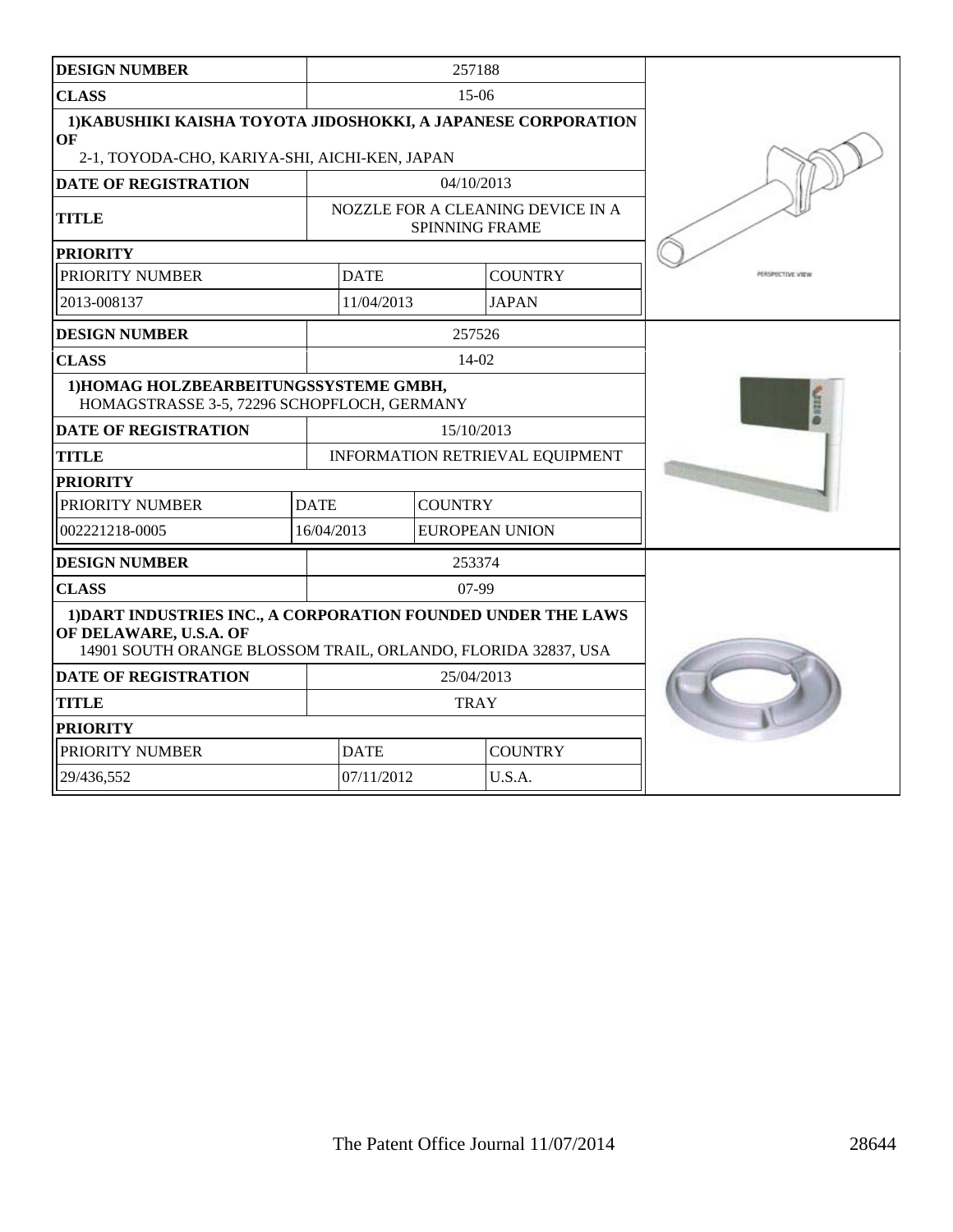| DESIGN NUMBER | 257188 | |
|---|---|---|
| CLASS | 15-06 | |
| 1)KABUSHIKI KAISHA TOYOTA JIDOSHOKKI, A JAPANESE CORPORATION OF 2-1, TOYODA-CHO, KARIYA-SHI, AICHI-KEN, JAPAN | | |
| DATE OF REGISTRATION | 04/10/2013 | |
| TITLE | NOZZLE FOR A CLEANING DEVICE IN A SPINNING FRAME | |
| PRIORITY | | |
| PRIORITY NUMBER | DATE | COUNTRY |
| 2013-008137 | 11/04/2013 | JAPAN |

| DESIGN NUMBER | 257526 | |
|---|---|---|
| CLASS | 14-02 | |
| 1)HOMAG HOLZBEARBEITUNGSSYSTEME GMBH, HOMAGSTRASSE 3-5, 72296 SCHOPFLOCH, GERMANY | | |
| DATE OF REGISTRATION | 15/10/2013 | |
| TITLE | INFORMATION RETRIEVAL EQUIPMENT | |
| PRIORITY | | |
| PRIORITY NUMBER | DATE | COUNTRY |
| 002221218-0005 | 16/04/2013 | EUROPEAN UNION |

| DESIGN NUMBER | 253374 | |
|---|---|---|
| CLASS | 07-99 | |
| 1)DART INDUSTRIES INC., A CORPORATION FOUNDED UNDER THE LAWS OF DELAWARE, U.S.A. OF 14901 SOUTH ORANGE BLOSSOM TRAIL, ORLANDO, FLORIDA 32837, USA | | |
| DATE OF REGISTRATION | 25/04/2013 | |
| TITLE | TRAY | |
| PRIORITY | | |
| PRIORITY NUMBER | DATE | COUNTRY |
| 29/436,552 | 07/11/2012 | U.S.A. |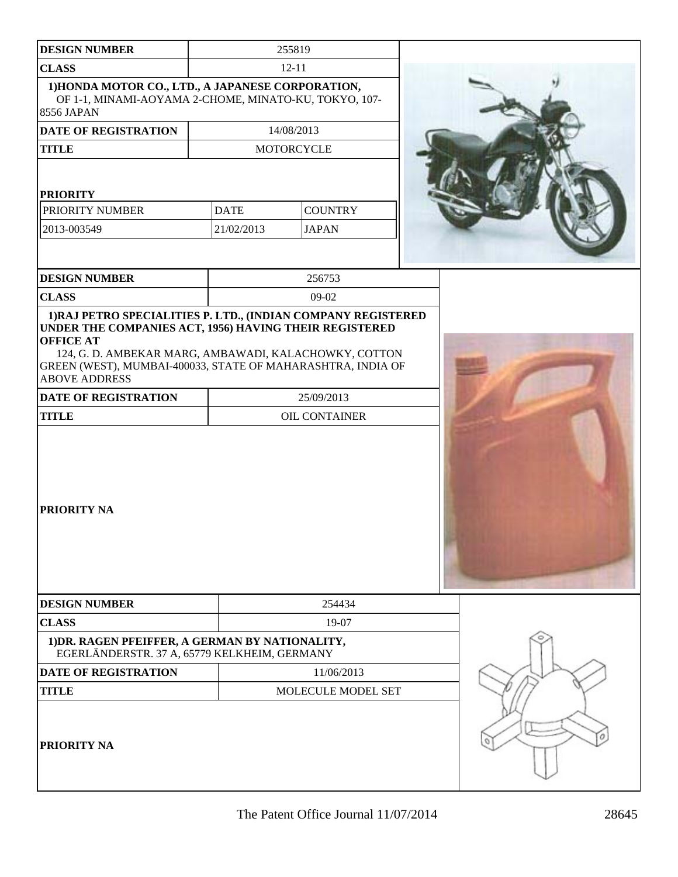| DESIGN NUMBER | 255819 | |
|---|---|---|
| CLASS | 12-11 | |
| 1)HONDA MOTOR CO., LTD., A JAPANESE CORPORATION, OF 1-1, MINAMI-AOYAMA 2-CHOME, MINATO-KU, TOKYO, 107-8556 JAPAN | | |
| DATE OF REGISTRATION | 14/08/2013 | |
| TITLE | MOTORCYCLE | |
| **PRIORITY** | | |
| PRIORITY NUMBER | DATE | COUNTRY |
| 2013-003549 | 21/02/2013 | JAPAN |

| DESIGN NUMBER | 256753 |
|---|---|
| CLASS | 09-02 |
| 1)RAJ PETRO SPECIALITIES P. LTD., (INDIAN COMPANY REGISTERED UNDER THE COMPANIES ACT, 1956) HAVING THEIR REGISTERED OFFICE AT 124, G. D. AMBEKAR MARG, AMBAWADI, KALACHOWKY, COTTON GREEN (WEST), MUMBAI-400033, STATE OF MAHARASHTRA, INDIA OF ABOVE ADDRESS | |
| DATE OF REGISTRATION | 25/09/2013 |
| TITLE | OIL CONTAINER |
| **PRIORITY NA** | |

| DESIGN NUMBER | 254434 |
|---|---|
| CLASS | 19-07 |
| 1)DR. RAGEN PFEIFFER, A GERMAN BY NATIONALITY, EGERLÄNDERSTR. 37 A, 65779 KELKHEIM, GERMANY | |
| DATE OF REGISTRATION | 11/06/2013 |
| TITLE | MOLECULE MODEL SET |
| **PRIORITY NA** | |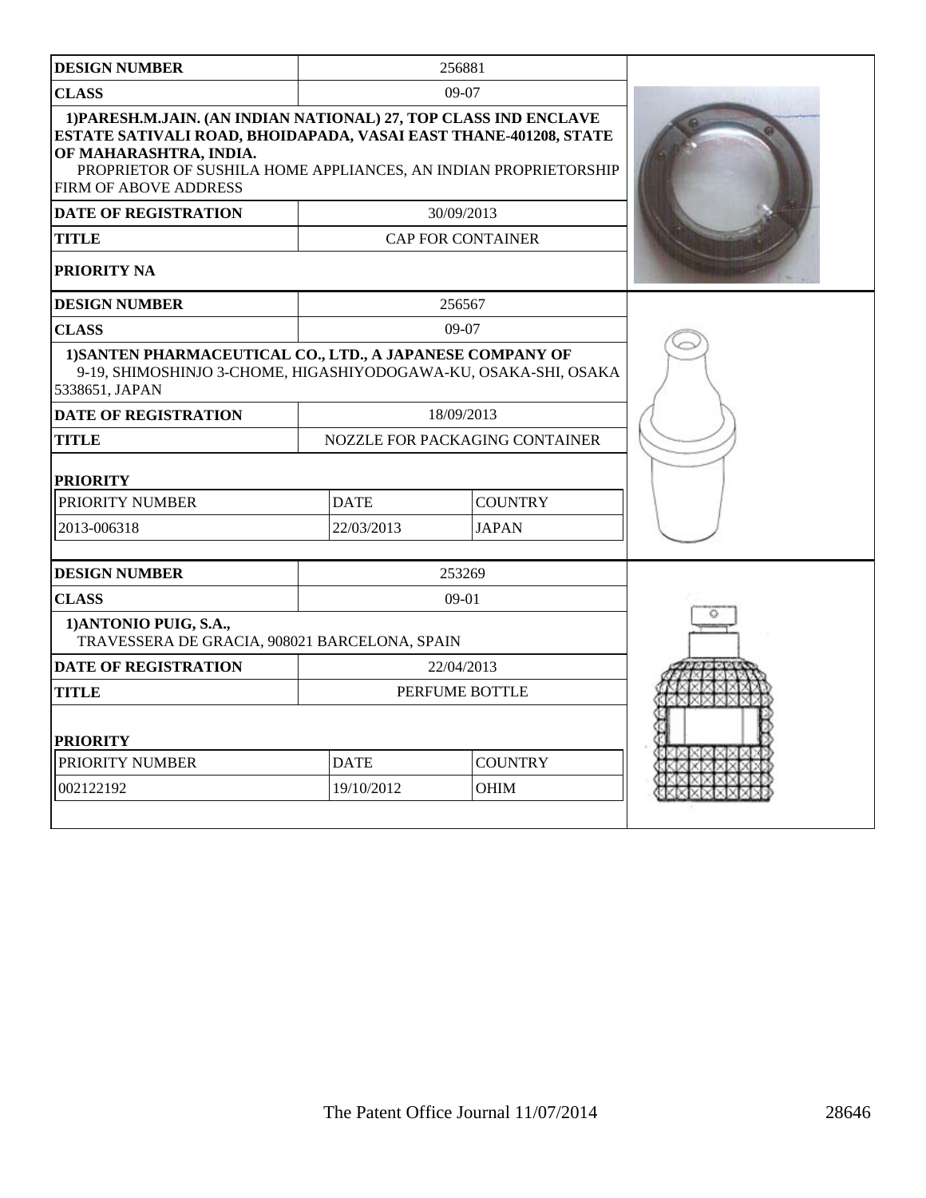| DESIGN NUMBER | 256881 |
|---|---|
| CLASS | 09-07 |
| 1)PARESH.M.JAIN. (AN INDIAN NATIONAL) 27, TOP CLASS IND ENCLAVE ESTATE SATIVALI ROAD, BHOIDAPADA, VASAI EAST THANE-401208, STATE OF MAHARASHTRA, INDIA. PROPRIETOR OF SUSHILA HOME APPLIANCES, AN INDIAN PROPRIETORSHIP FIRM OF ABOVE ADDRESS | |
| DATE OF REGISTRATION | 30/09/2013 |
| TITLE | CAP FOR CONTAINER |
| PRIORITY NA | |

| DESIGN NUMBER | 256567 |
|---|---|
| CLASS | 09-07 |
| 1)SANTEN PHARMACEUTICAL CO., LTD., A JAPANESE COMPANY OF 9-19, SHIMOSHINJO 3-CHOME, HIGASHIYODOGAWA-KU, OSAKA-SHI, OSAKA 5338651, JAPAN | |
| DATE OF REGISTRATION | 18/09/2013 |
| TITLE | NOZZLE FOR PACKAGING CONTAINER |

**PRIORITY**

| PRIORITY NUMBER | DATE | COUNTRY |
|---|---|---|
| 2013-006318 | 22/03/2013 | JAPAN |

| DESIGN NUMBER | 253269 |
|---|---|
| CLASS | 09-01 |
| 1)ANTONIO PUIG, S.A., TRAVESSERA DE GRACIA, 908021 BARCELONA, SPAIN | |
| DATE OF REGISTRATION | 22/04/2013 |
| TITLE | PERFUME BOTTLE |

**PRIORITY**

| PRIORITY NUMBER | DATE | COUNTRY |
|---|---|---|
| 002122192 | 19/10/2012 | OHIM |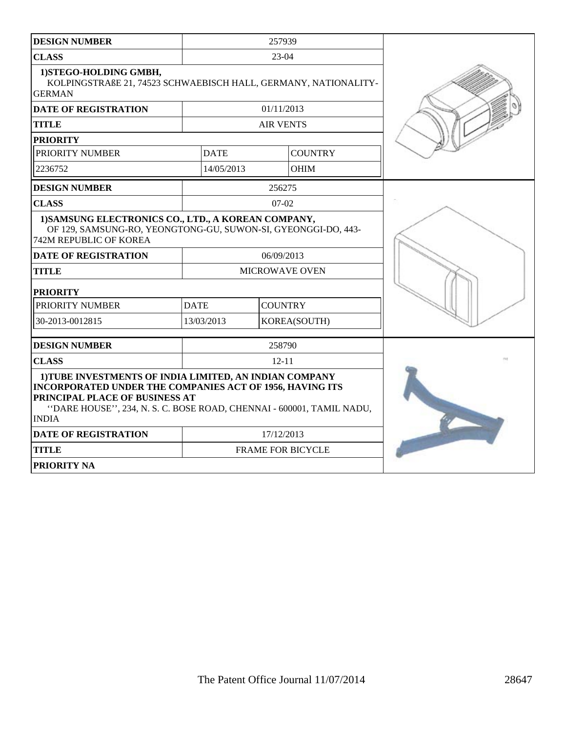| DESIGN NUMBER | 257939 | |
|---|---|---|
| CLASS | 23-04 | |
| **1)STEGO-HOLDING GMBH,** KOLPINGSTRAßE 21, 74523 SCHWAEBISCH HALL, GERMANY, NATIONALITY-GERMAN | | |
| DATE OF REGISTRATION | 01/11/2013 | |
| TITLE | AIR VENTS | |
| PRIORITY | | |
| PRIORITY NUMBER | DATE | COUNTRY |
| 2236752 | 14/05/2013 | OHIM |

| DESIGN NUMBER | 256275 | |
|---|---|---|
| CLASS | 07-02 | |
| **1)SAMSUNG ELECTRONICS CO., LTD., A KOREAN COMPANY,** OF 129, SAMSUNG-RO, YEONGTONG-GU, SUWON-SI, GYEONGGI-DO, 443-742M REPUBLIC OF KOREA | | |
| DATE OF REGISTRATION | 06/09/2013 | |
| TITLE | MICROWAVE OVEN | |
| PRIORITY | | |
| PRIORITY NUMBER | DATE | COUNTRY |
| 30-2013-0012815 | 13/03/2013 | KOREA(SOUTH) |

| DESIGN NUMBER | 258790 |
|---|---|
| CLASS | 12-11 |
| **1)TUBE INVESTMENTS OF INDIA LIMITED, AN INDIAN COMPANY INCORPORATED UNDER THE COMPANIES ACT OF 1956, HAVING ITS PRINCIPAL PLACE OF BUSINESS AT** ''DARE HOUSE'', 234, N. S. C. BOSE ROAD, CHENNAI - 600001, TAMIL NADU, INDIA | |
| DATE OF REGISTRATION | 17/12/2013 |
| TITLE | FRAME FOR BICYCLE |
| PRIORITY NA | |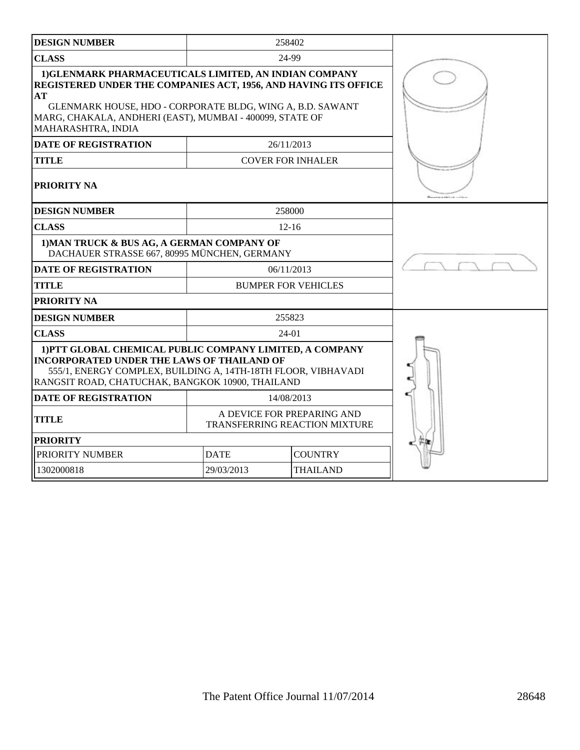| DESIGN NUMBER | 258402 |
|---|---|
| CLASS | 24-99 |
| 1)GLENMARK PHARMACEUTICALS LIMITED, AN INDIAN COMPANY REGISTERED UNDER THE COMPANIES ACT, 1956, AND HAVING ITS OFFICE AT GLENMARK HOUSE, HDO - CORPORATE BLDG, WING A, B.D. SAWANT MARG, CHAKALA, ANDHERI (EAST), MUMBAI - 400099, STATE OF MAHARASHTRA, INDIA | |
| DATE OF REGISTRATION | 26/11/2013 |
| TITLE | COVER FOR INHALER |
| PRIORITY NA | |

| DESIGN NUMBER | 258000 |
|---|---|
| CLASS | 12-16 |
| 1)MAN TRUCK & BUS AG, A GERMAN COMPANY OF DACHAUER STRASSE 667, 80995 MÜNCHEN, GERMANY | |
| DATE OF REGISTRATION | 06/11/2013 |
| TITLE | BUMPER FOR VEHICLES |
| PRIORITY NA | |

| DESIGN NUMBER | 255823 | |
|---|---|---|
| CLASS | 24-01 | |
| 1)PTT GLOBAL CHEMICAL PUBLIC COMPANY LIMITED, A COMPANY INCORPORATED UNDER THE LAWS OF THAILAND OF 555/1, ENERGY COMPLEX, BUILDING A, 14TH-18TH FLOOR, VIBHAVADI RANGSIT ROAD, CHATUCHAK, BANGKOK 10900, THAILAND | | |
| DATE OF REGISTRATION | 14/08/2013 | |
| TITLE | A DEVICE FOR PREPARING AND TRANSFERRING REACTION MIXTURE | |
| PRIORITY | | |
| PRIORITY NUMBER | DATE | COUNTRY |
| 1302000818 | 29/03/2013 | THAILAND |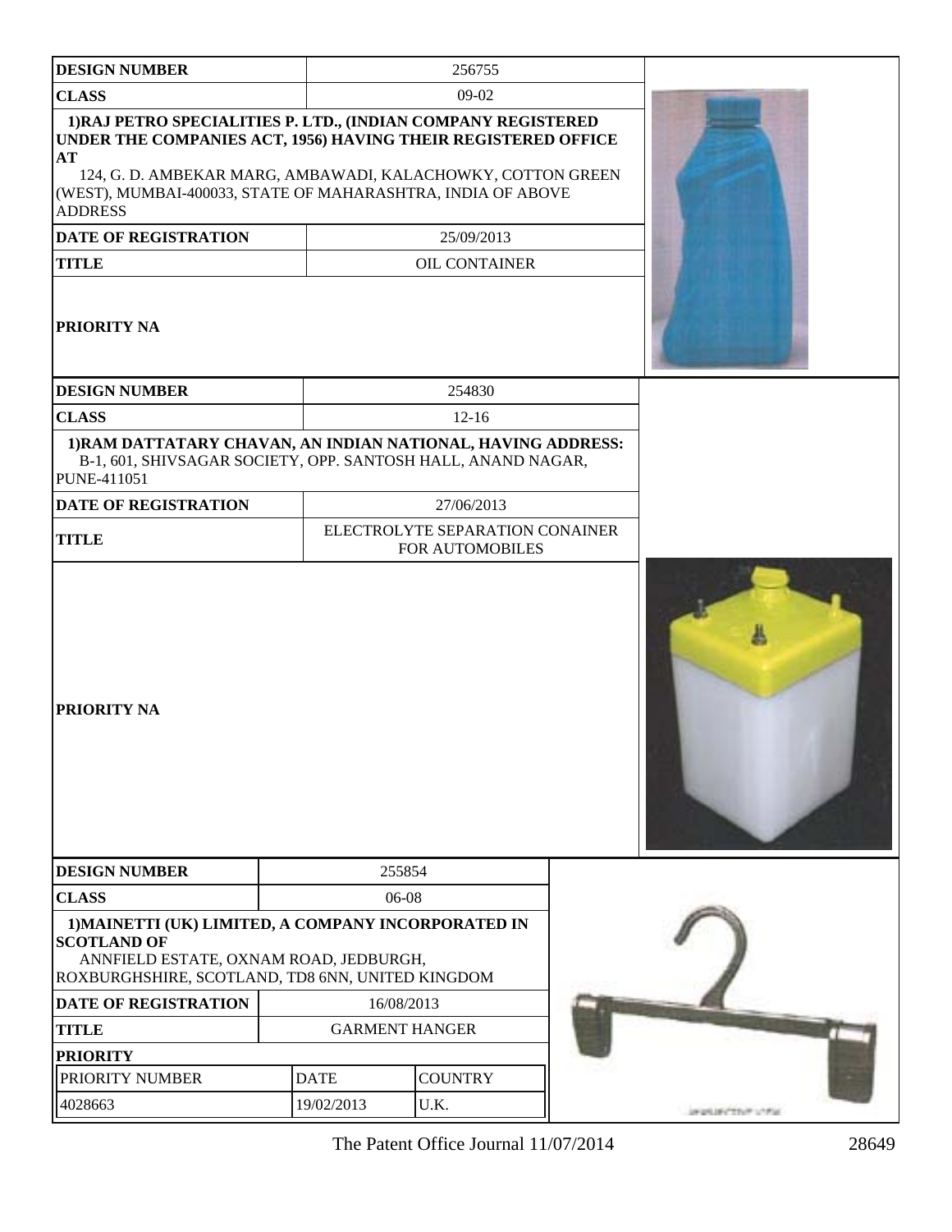| DESIGN NUMBER | 256755 |
| --- | --- |
| CLASS | 09-02 |
| 1)RAJ PETRO SPECIALITIES P. LTD., (INDIAN COMPANY REGISTERED UNDER THE COMPANIES ACT, 1956) HAVING THEIR REGISTERED OFFICE AT 124, G. D. AMBEKAR MARG, AMBAWADI, KALACHOWKY, COTTON GREEN (WEST), MUMBAI-400033, STATE OF MAHARASHTRA, INDIA OF ABOVE ADDRESS | |
| DATE OF REGISTRATION | 25/09/2013 |
| TITLE | OIL CONTAINER |
| PRIORITY NA | |

| DESIGN NUMBER | 254830 |
| --- | --- |
| CLASS | 12-16 |
| 1)RAM DATTATARY CHAVAN, AN INDIAN NATIONAL, HAVING ADDRESS: B-1, 601, SHIVSAGAR SOCIETY, OPP. SANTOSH HALL, ANAND NAGAR, PUNE-411051 | |
| DATE OF REGISTRATION | 27/06/2013 |
| TITLE | ELECTROLYTE SEPARATION CONAINER FOR AUTOMOBILES |
| PRIORITY NA | |

| DESIGN NUMBER | 255854 | |
| --- | --- | --- |
| CLASS | 06-08 | |
| 1)MAINETTI (UK) LIMITED, A COMPANY INCORPORATED IN SCOTLAND OF ANNFIELD ESTATE, OXNAM ROAD, JEDBURGH, ROXBURGHSHIRE, SCOTLAND, TD8 6NN, UNITED KINGDOM | | |
| DATE OF REGISTRATION | 16/08/2013 | |
| TITLE | GARMENT HANGER | |
| PRIORITY | | |
| PRIORITY NUMBER | DATE | COUNTRY |
| 4028663 | 19/02/2013 | U.K. |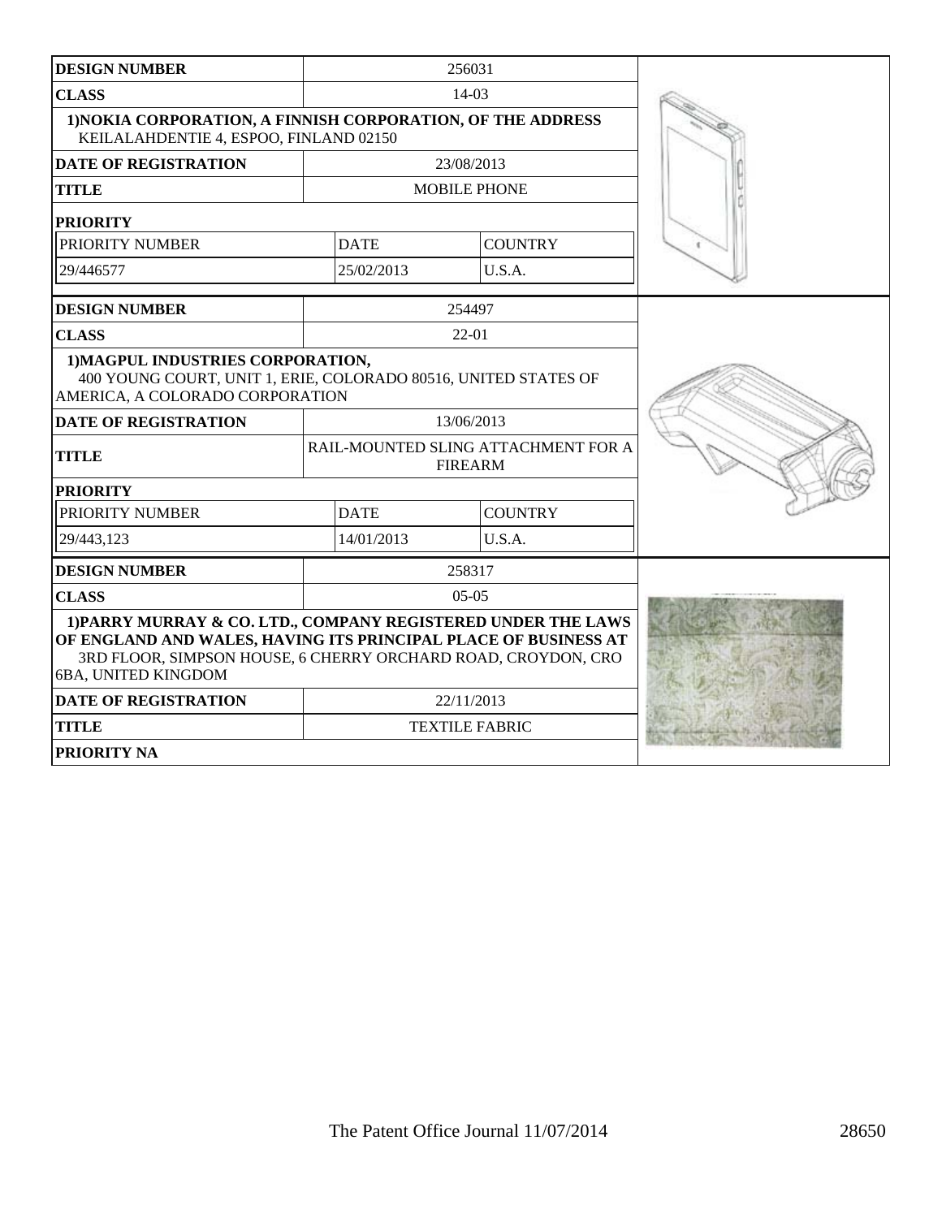| DESIGN NUMBER | 256031 | |
|---|---|---|
| CLASS | 14-03 | |
| **1)NOKIA CORPORATION, A FINNISH CORPORATION, OF THE ADDRESS** KEILALAHDENTIE 4, ESPOO, FINLAND 02150 | | |
| DATE OF REGISTRATION | 23/08/2013 | |
| TITLE | MOBILE PHONE | |
| **PRIORITY** | | |
| PRIORITY NUMBER | DATE | COUNTRY |
| 29/446577 | 25/02/2013 | U.S.A. |

| DESIGN NUMBER | 254497 | |
|---|---|---|
| CLASS | 22-01 | |
| **1)MAGPUL INDUSTRIES CORPORATION,** 400 YOUNG COURT, UNIT 1, ERIE, COLORADO 80516, UNITED STATES OF AMERICA, A COLORADO CORPORATION | | |
| DATE OF REGISTRATION | 13/06/2013 | |
| TITLE | RAIL-MOUNTED SLING ATTACHMENT FOR A FIREARM | |
| **PRIORITY** | | |
| PRIORITY NUMBER | DATE | COUNTRY |
| 29/443,123 | 14/01/2013 | U.S.A. |

| DESIGN NUMBER | 258317 |
|---|---|
| CLASS | 05-05 |
| **1)PARRY MURRAY & CO. LTD., COMPANY REGISTERED UNDER THE LAWS OF ENGLAND AND WALES, HAVING ITS PRINCIPAL PLACE OF BUSINESS AT** 3RD FLOOR, SIMPSON HOUSE, 6 CHERRY ORCHARD ROAD, CROYDON, CRO 6BA, UNITED KINGDOM | |
| DATE OF REGISTRATION | 22/11/2013 |
| TITLE | TEXTILE FABRIC |
| **PRIORITY NA** | |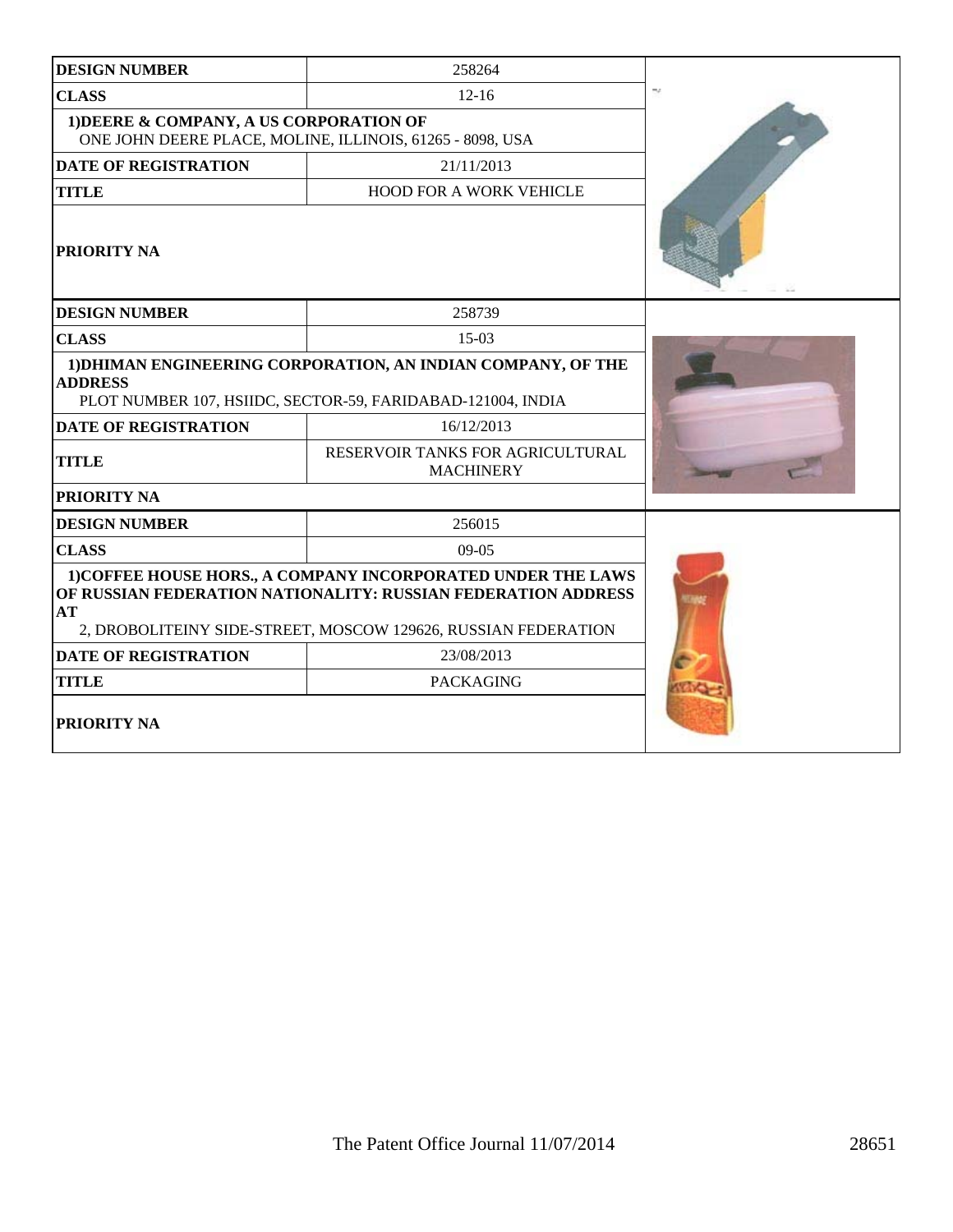| DESIGN NUMBER | 258264 |
| --- | --- |
| CLASS | 12-16 |
| 1)DEERE & COMPANY, A US CORPORATION OF ONE JOHN DEERE PLACE, MOLINE, ILLINOIS, 61265 - 8098, USA | |
| DATE OF REGISTRATION | 21/11/2013 |
| TITLE | HOOD FOR A WORK VEHICLE |
| PRIORITY NA | |

| DESIGN NUMBER | 258739 |
| --- | --- |
| CLASS | 15-03 |
| 1)DHIMAN ENGINEERING CORPORATION, AN INDIAN COMPANY, OF THE ADDRESS PLOT NUMBER 107, HSIIDC, SECTOR-59, FARIDABAD-121004, INDIA | |
| DATE OF REGISTRATION | 16/12/2013 |
| TITLE | RESERVOIR TANKS FOR AGRICULTURAL MACHINERY |
| PRIORITY NA | |

| DESIGN NUMBER | 256015 |
| --- | --- |
| CLASS | 09-05 |
| 1)COFFEE HOUSE HORS., A COMPANY INCORPORATED UNDER THE LAWS OF RUSSIAN FEDERATION NATIONALITY: RUSSIAN FEDERATION ADDRESS AT 2, DROBOLITEINY SIDE-STREET, MOSCOW 129626, RUSSIAN FEDERATION | |
| DATE OF REGISTRATION | 23/08/2013 |
| TITLE | PACKAGING |
| PRIORITY NA | |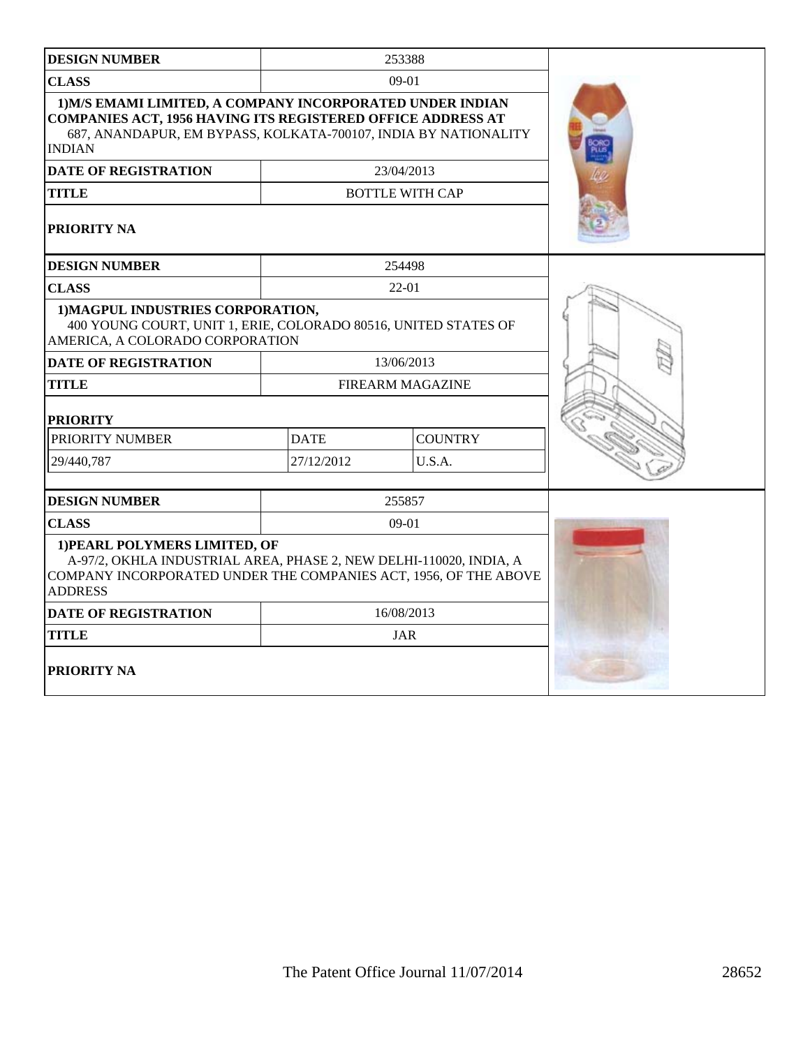| DESIGN NUMBER | 253388 | |
|---|---|---|
| CLASS | 09-01 | |
| 1)M/S EMAMI LIMITED, A COMPANY INCORPORATED UNDER INDIAN COMPANIES ACT, 1956 HAVING ITS REGISTERED OFFICE ADDRESS AT 687, ANANDAPUR, EM BYPASS, KOLKATA-700107, INDIA BY NATIONALITY INDIAN | | |
| DATE OF REGISTRATION | 23/04/2013 | |
| TITLE | BOTTLE WITH CAP | |
| PRIORITY NA | | |

| DESIGN NUMBER | 254498 | |
|---|---|---|
| CLASS | 22-01 | |
| 1)MAGPUL INDUSTRIES CORPORATION, 400 YOUNG COURT, UNIT 1, ERIE, COLORADO 80516, UNITED STATES OF AMERICA, A COLORADO CORPORATION | | |
| DATE OF REGISTRATION | 13/06/2013 | |
| TITLE | FIREARM MAGAZINE | |
| PRIORITY | | |
| PRIORITY NUMBER | DATE | COUNTRY |
| 29/440,787 | 27/12/2012 | U.S.A. |

| DESIGN NUMBER | 255857 | |
|---|---|---|
| CLASS | 09-01 | |
| 1)PEARL POLYMERS LIMITED, OF A-97/2, OKHLA INDUSTRIAL AREA, PHASE 2, NEW DELHI-110020, INDIA, A COMPANY INCORPORATED UNDER THE COMPANIES ACT, 1956, OF THE ABOVE ADDRESS | | |
| DATE OF REGISTRATION | 16/08/2013 | |
| TITLE | JAR | |
| PRIORITY NA | | |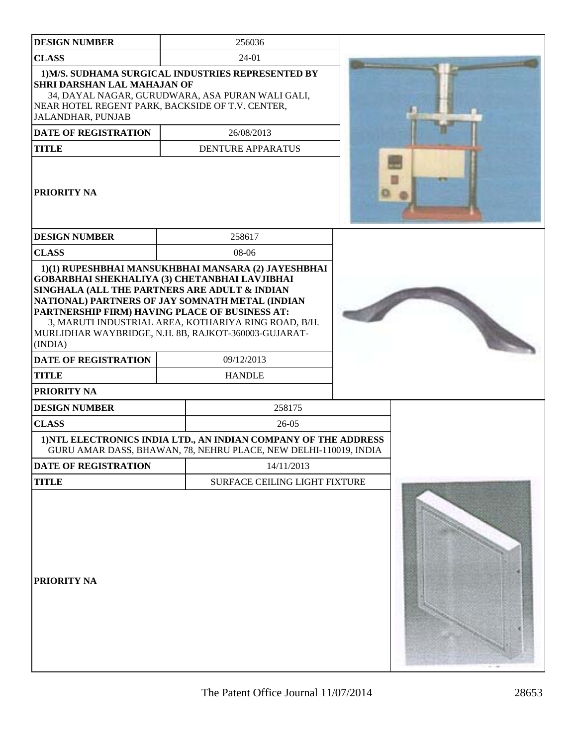| DESIGN NUMBER | 256036 |
| --- | --- |
| CLASS | 24-01 |
| 1)M/S. SUDHAMA SURGICAL INDUSTRIES REPRESENTED BY SHRI DARSHAN LAL MAHAJAN OF 34, DAYAL NAGAR, GURUDWARA, ASA PURAN WALI GALI, NEAR HOTEL REGENT PARK, BACKSIDE OF T.V. CENTER, JALANDHAR, PUNJAB | |
| DATE OF REGISTRATION | 26/08/2013 |
| TITLE | DENTURE APPARATUS |
| PRIORITY NA | |

| DESIGN NUMBER | 258617 |
| --- | --- |
| CLASS | 08-06 |
| 1)(1) RUPESHBHAI MANSUKHBHAI MANSARA (2) JAYESHBHAI GOBARBHAI SHEKHALIYA (3) CHETANBHAI LAVJIBHAI SINGHALA (ALL THE PARTNERS ARE ADULT & INDIAN NATIONAL) PARTNERS OF JAY SOMNATH METAL (INDIAN PARTNERSHIP FIRM) HAVING PLACE OF BUSINESS AT: 3, MARUTI INDUSTRIAL AREA, KOTHARIYA RING ROAD, B/H. MURLIDHAR WAYBRIDGE, N.H. 8B, RAJKOT-360003-GUJARAT-(INDIA) | |
| DATE OF REGISTRATION | 09/12/2013 |
| TITLE | HANDLE |
| PRIORITY NA | |

| DESIGN NUMBER | 258175 |
| --- | --- |
| CLASS | 26-05 |
| 1)NTL ELECTRONICS INDIA LTD., AN INDIAN COMPANY OF THE ADDRESS GURU AMAR DASS, BHAWAN, 78, NEHRU PLACE, NEW DELHI-110019, INDIA | |
| DATE OF REGISTRATION | 14/11/2013 |
| TITLE | SURFACE CEILING LIGHT FIXTURE |
| PRIORITY NA | |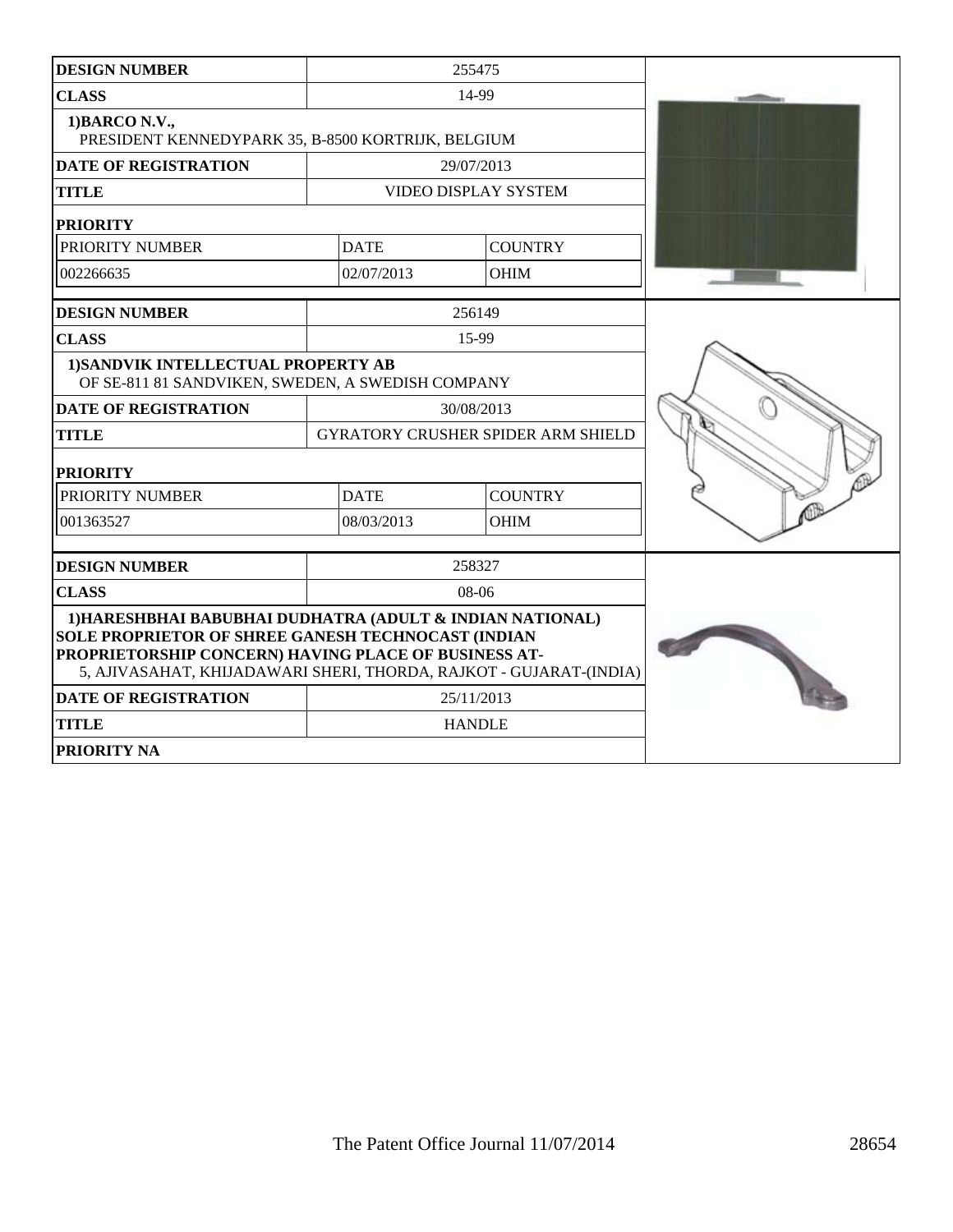| DESIGN NUMBER | 255475 | |
|---|---|---|
| CLASS | 14-99 | |
| 1)BARCO N.V., PRESIDENT KENNEDYPARK 35, B-8500 KORTRIJK, BELGIUM | | |
| DATE OF REGISTRATION | 29/07/2013 | |
| TITLE | VIDEO DISPLAY SYSTEM | |
| PRIORITY | | |
| PRIORITY NUMBER | DATE | COUNTRY |
| 002266635 | 02/07/2013 | OHIM |

| DESIGN NUMBER | 256149 | |
|---|---|---|
| CLASS | 15-99 | |
| 1)SANDVIK INTELLECTUAL PROPERTY AB OF SE-811 81 SANDVIKEN, SWEDEN, A SWEDISH COMPANY | | |
| DATE OF REGISTRATION | 30/08/2013 | |
| TITLE | GYRATORY CRUSHER SPIDER ARM SHIELD | |
| PRIORITY | | |
| PRIORITY NUMBER | DATE | COUNTRY |
| 001363527 | 08/03/2013 | OHIM |

| DESIGN NUMBER | 258327 |
|---|---|
| CLASS | 08-06 |
| 1)HARESHBHAI BABUBHAI DUDHATRA (ADULT & INDIAN NATIONAL) SOLE PROPRIETOR OF SHREE GANESH TECHNOCAST (INDIAN PROPRIETORSHIP CONCERN) HAVING PLACE OF BUSINESS AT- 5, AJIVASAHAT, KHIJADAWARI SHERI, THORDA, RAJKOT - GUJARAT-(INDIA) | |
| DATE OF REGISTRATION | 25/11/2013 |
| TITLE | HANDLE |
| PRIORITY NA | |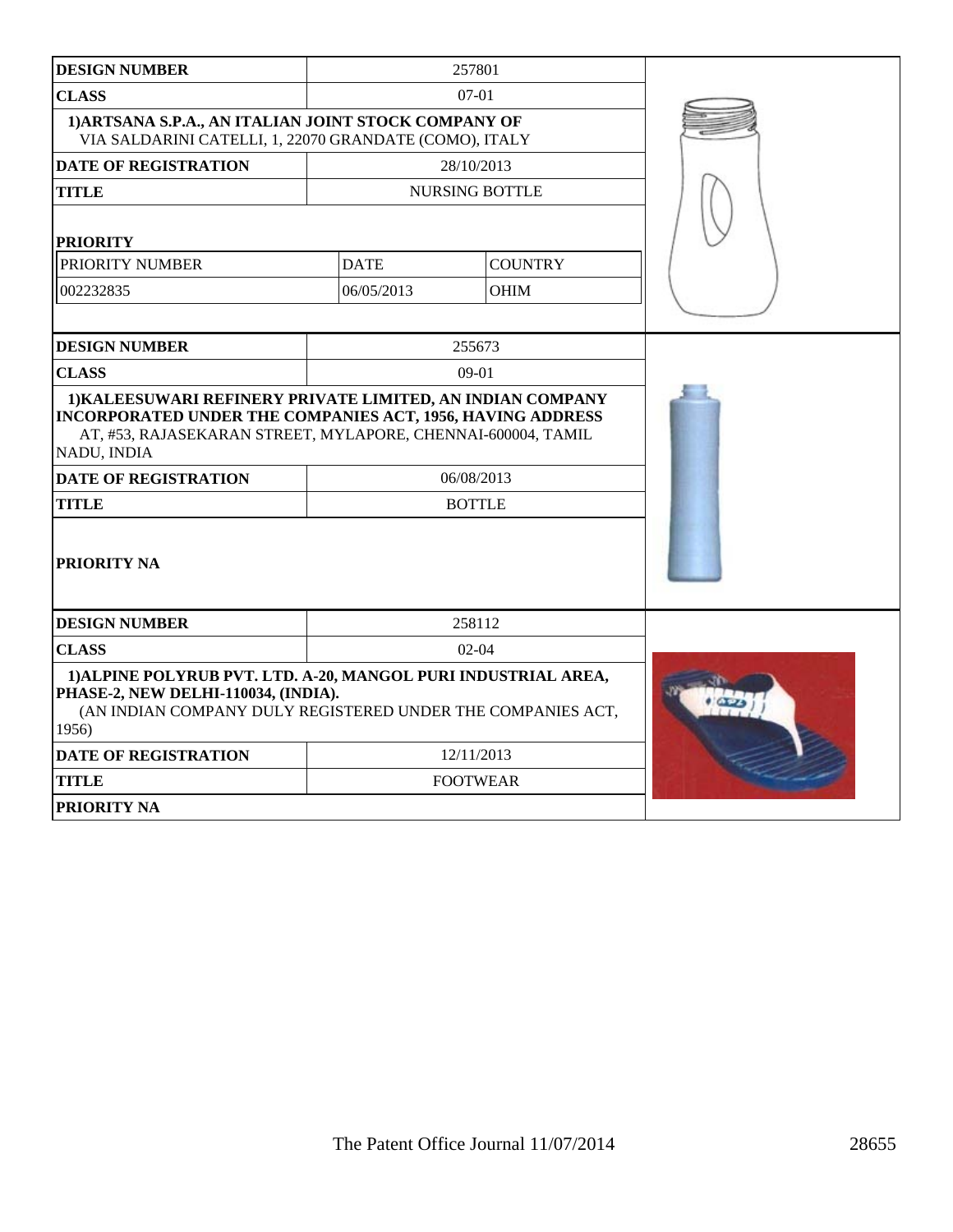| DESIGN NUMBER | 257801 | |
|---|---|---|
| CLASS | 07-01 | |
| 1)ARTSANA S.P.A., AN ITALIAN JOINT STOCK COMPANY OF VIA SALDARINI CATELLI, 1, 22070 GRANDATE (COMO), ITALY | | |
| DATE OF REGISTRATION | 28/10/2013 | |
| TITLE | NURSING BOTTLE | |
| PRIORITY | | |
| PRIORITY NUMBER | DATE | COUNTRY |
| 002232835 | 06/05/2013 | OHIM |

| DESIGN NUMBER | 255673 |
|---|---|
| CLASS | 09-01 |
| 1)KALEESUWARI REFINERY PRIVATE LIMITED, AN INDIAN COMPANY INCORPORATED UNDER THE COMPANIES ACT, 1956, HAVING ADDRESS AT, #53, RAJASEKARAN STREET, MYLAPORE, CHENNAI-600004, TAMIL NADU, INDIA | |
| DATE OF REGISTRATION | 06/08/2013 |
| TITLE | BOTTLE |
| PRIORITY NA | |

| DESIGN NUMBER | 258112 |
|---|---|
| CLASS | 02-04 |
| 1)ALPINE POLYRUB PVT. LTD. A-20, MANGOL PURI INDUSTRIAL AREA, PHASE-2, NEW DELHI-110034, (INDIA). (AN INDIAN COMPANY DULY REGISTERED UNDER THE COMPANIES ACT, 1956) | |
| DATE OF REGISTRATION | 12/11/2013 |
| TITLE | FOOTWEAR |
| PRIORITY NA | |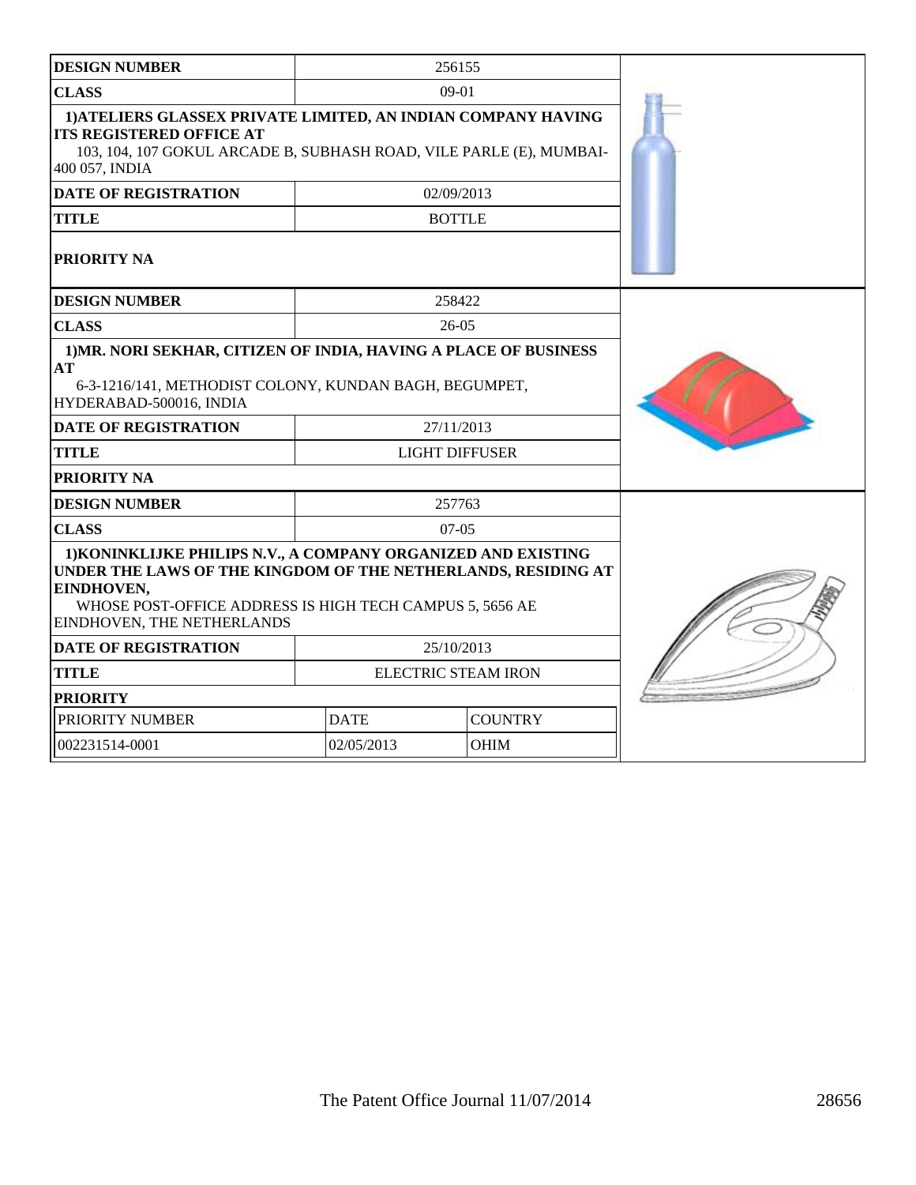| DESIGN NUMBER | 256155 | |
|---|---|---|
| CLASS | 09-01 | |
| **1)ATELIERS GLASSEX PRIVATE LIMITED, AN INDIAN COMPANY HAVING ITS REGISTERED OFFICE AT** 103, 104, 107 GOKUL ARCADE B, SUBHASH ROAD, VILE PARLE (E), MUMBAI-400 057, INDIA | | |
| DATE OF REGISTRATION | 02/09/2013 | |
| TITLE | BOTTLE | |
| PRIORITY NA | | |

| DESIGN NUMBER | 258422 | |
|---|---|---|
| CLASS | 26-05 | |
| **1)MR. NORI SEKHAR, CITIZEN OF INDIA, HAVING A PLACE OF BUSINESS AT** 6-3-1216/141, METHODIST COLONY, KUNDAN BAGH, BEGUMPET, HYDERABAD-500016, INDIA | | |
| DATE OF REGISTRATION | 27/11/2013 | |
| TITLE | LIGHT DIFFUSER | |
| PRIORITY NA | | |

| DESIGN NUMBER | 257763 | |
|---|---|---|
| CLASS | 07-05 | |
| **1)KONINKLIJKE PHILIPS N.V., A COMPANY ORGANIZED AND EXISTING UNDER THE LAWS OF THE KINGDOM OF THE NETHERLANDS, RESIDING AT EINDHOVEN,** WHOSE POST-OFFICE ADDRESS IS HIGH TECH CAMPUS 5, 5656 AE EINDHOVEN, THE NETHERLANDS | | |
| DATE OF REGISTRATION | 25/10/2013 | |
| TITLE | ELECTRIC STEAM IRON | |
| PRIORITY | | |
| PRIORITY NUMBER | DATE | COUNTRY |
| 002231514-0001 | 02/05/2013 | OHIM |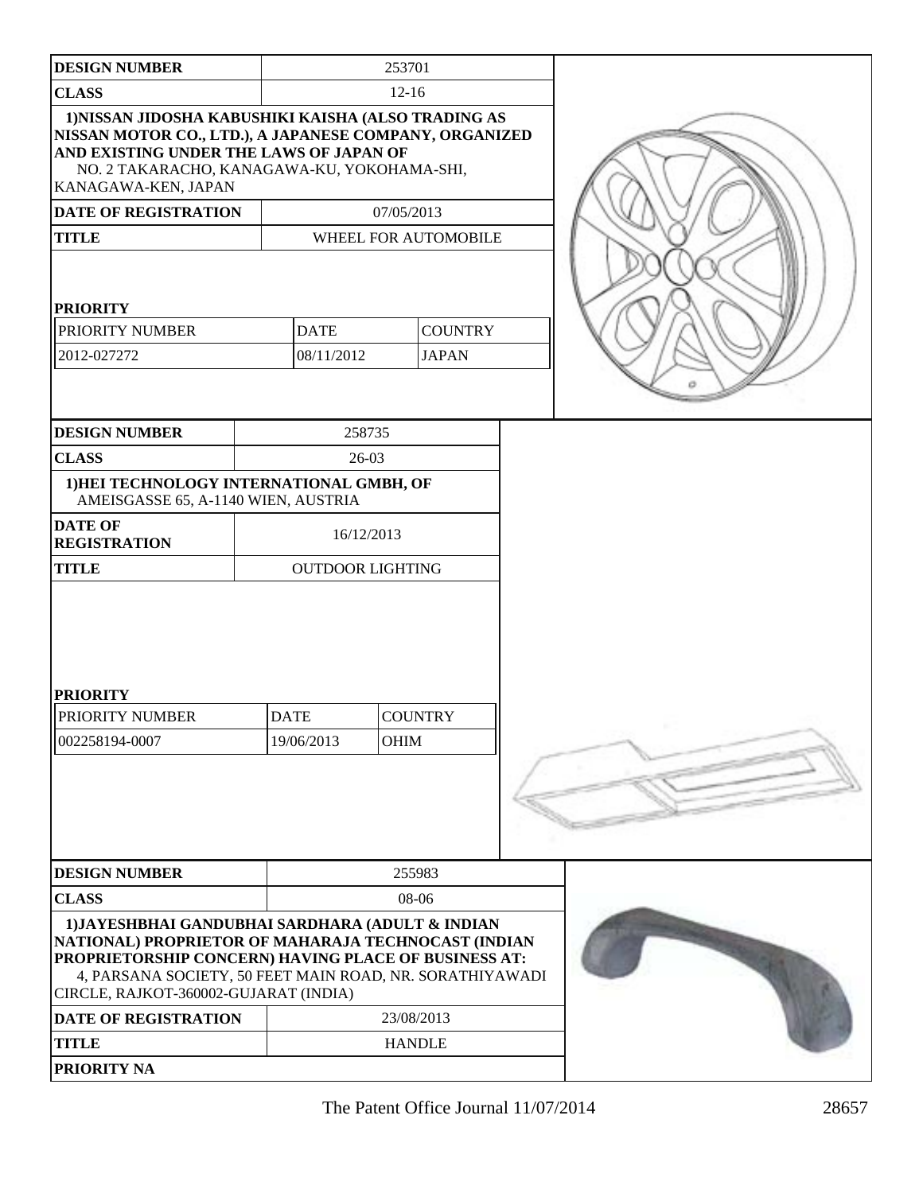| DESIGN NUMBER | 253701 | |
|---|---|---|
| CLASS | 12-16 | |
| 1)NISSAN JIDOSHA KABUSHIKI KAISHA (ALSO TRADING AS NISSAN MOTOR CO., LTD.), A JAPANESE COMPANY, ORGANIZED AND EXISTING UNDER THE LAWS OF JAPAN OF NO. 2 TAKARACHO, KANAGAWA-KU, YOKOHAMA-SHI, KANAGAWA-KEN, JAPAN | | |
| DATE OF REGISTRATION | 07/05/2013 | |
| TITLE | WHEEL FOR AUTOMOBILE | |
| **PRIORITY** | | |
| PRIORITY NUMBER | DATE | COUNTRY |
| 2012-027272 | 08/11/2012 | JAPAN |

| DESIGN NUMBER | 258735 | |
|---|---|---|
| CLASS | 26-03 | |
| 1)HEI TECHNOLOGY INTERNATIONAL GMBH, OF AMEISGASSE 65, A-1140 WIEN, AUSTRIA | | |
| DATE OF REGISTRATION | 16/12/2013 | |
| TITLE | OUTDOOR LIGHTING | |
| **PRIORITY** | | |
| PRIORITY NUMBER | DATE | COUNTRY |
| 002258194-0007 | 19/06/2013 | OHIM |

| DESIGN NUMBER | 255983 |
|---|---|
| CLASS | 08-06 |
| 1)JAYESHBHAI GANDUBHAI SARDHARA (ADULT & INDIAN NATIONAL) PROPRIETOR OF MAHARAJA TECHNOCAST (INDIAN PROPRIETORSHIP CONCERN) HAVING PLACE OF BUSINESS AT: 4, PARSANA SOCIETY, 50 FEET MAIN ROAD, NR. SORATHIYAWADI CIRCLE, RAJKOT-360002-GUJARAT (INDIA) | |
| DATE OF REGISTRATION | 23/08/2013 |
| TITLE | HANDLE |
| PRIORITY NA | |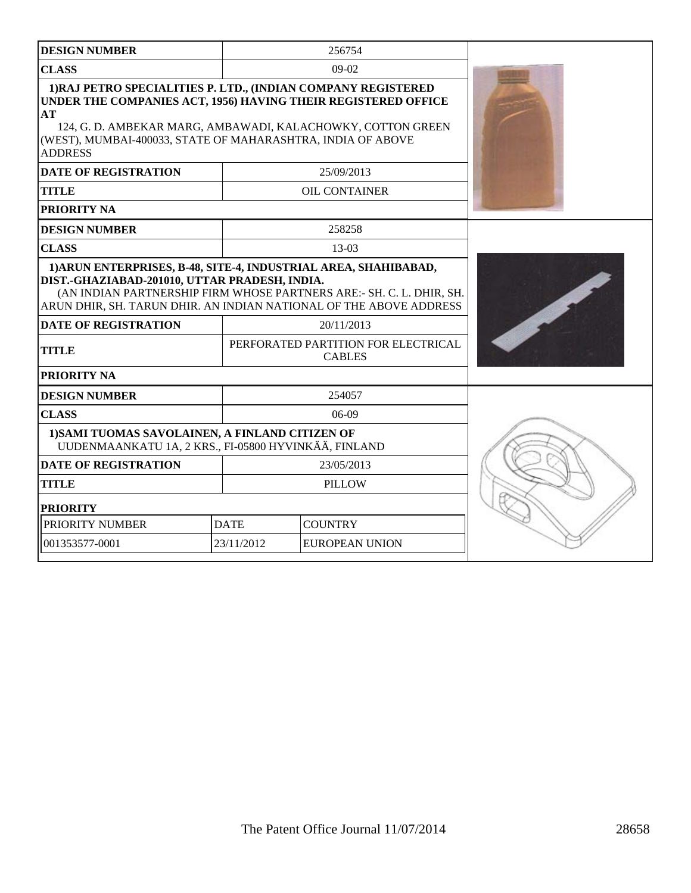| DESIGN NUMBER | 256754 |
|---|---|
| CLASS | 09-02 |
| **1)RAJ PETRO SPECIALITIES P. LTD., (INDIAN COMPANY REGISTERED UNDER THE COMPANIES ACT, 1956) HAVING THEIR REGISTERED OFFICE AT** 124, G. D. AMBEKAR MARG, AMBAWADI, KALACHOWKY, COTTON GREEN (WEST), MUMBAI-400033, STATE OF MAHARASHTRA, INDIA OF ABOVE ADDRESS | |
| DATE OF REGISTRATION | 25/09/2013 |
| TITLE | OIL CONTAINER |
| PRIORITY NA | |

| DESIGN NUMBER | 258258 |
|---|---|
| CLASS | 13-03 |
| **1)ARUN ENTERPRISES, B-48, SITE-4, INDUSTRIAL AREA, SHAHIBABAD, DIST.-GHAZIABAD-201010, UTTAR PRADESH, INDIA.** (AN INDIAN PARTNERSHIP FIRM WHOSE PARTNERS ARE:- SH. C. L. DHIR, SH. ARUN DHIR, SH. TARUN DHIR. AN INDIAN NATIONAL OF THE ABOVE ADDRESS | |
| DATE OF REGISTRATION | 20/11/2013 |
| TITLE | PERFORATED PARTITION FOR ELECTRICAL CABLES |
| PRIORITY NA | |

| DESIGN NUMBER | 254057 | |
|---|---|---|
| CLASS | 06-09 | |
| **1)SAMI TUOMAS SAVOLAINEN, A FINLAND CITIZEN OF** UUDENMAANKATU 1A, 2 KRS., FI-05800 HYVINKÄÄ, FINLAND | | |
| DATE OF REGISTRATION | 23/05/2013 | |
| TITLE | PILLOW | |
| PRIORITY | | |
| PRIORITY NUMBER | DATE | COUNTRY |
| 001353577-0001 | 23/11/2012 | EUROPEAN UNION |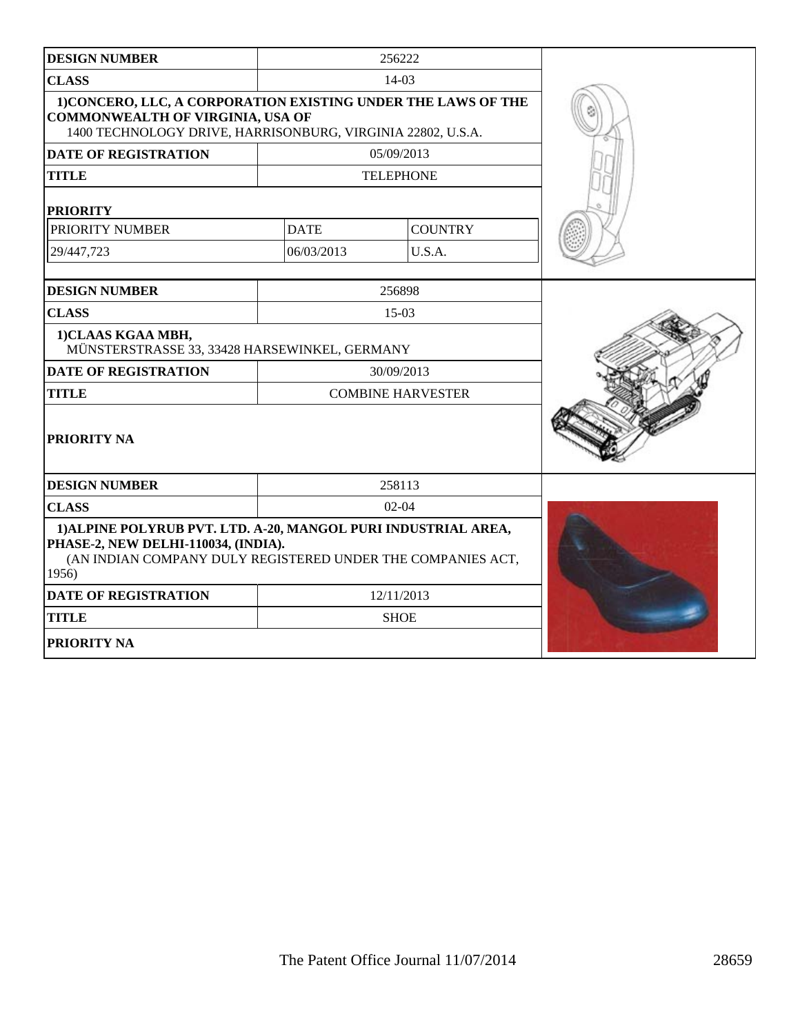| DESIGN NUMBER | 256222 | |
|---|---|---|
| CLASS | 14-03 | |
| **1)CONCERO, LLC, A CORPORATION EXISTING UNDER THE LAWS OF THE COMMONWEALTH OF VIRGINIA, USA OF** 1400 TECHNOLOGY DRIVE, HARRISONBURG, VIRGINIA 22802, U.S.A. | | |
| DATE OF REGISTRATION | 05/09/2013 | |
| TITLE | TELEPHONE | |
| **PRIORITY** | | |
| PRIORITY NUMBER | DATE | COUNTRY |
| 29/447,723 | 06/03/2013 | U.S.A. |

| DESIGN NUMBER | 256898 |
|---|---|
| CLASS | 15-03 |
| **1)CLAAS KGAA MBH,** MÜNSTERSTRASSE 33, 33428 HARSEWINKEL, GERMANY | |
| DATE OF REGISTRATION | 30/09/2013 |
| TITLE | COMBINE HARVESTER |
| **PRIORITY NA** | |

| DESIGN NUMBER | 258113 |
|---|---|
| CLASS | 02-04 |
| **1)ALPINE POLYRUB PVT. LTD. A-20, MANGOL PURI INDUSTRIAL AREA, PHASE-2, NEW DELHI-110034, (INDIA).** (AN INDIAN COMPANY DULY REGISTERED UNDER THE COMPANIES ACT, 1956) | |
| DATE OF REGISTRATION | 12/11/2013 |
| TITLE | SHOE |
| **PRIORITY NA** | |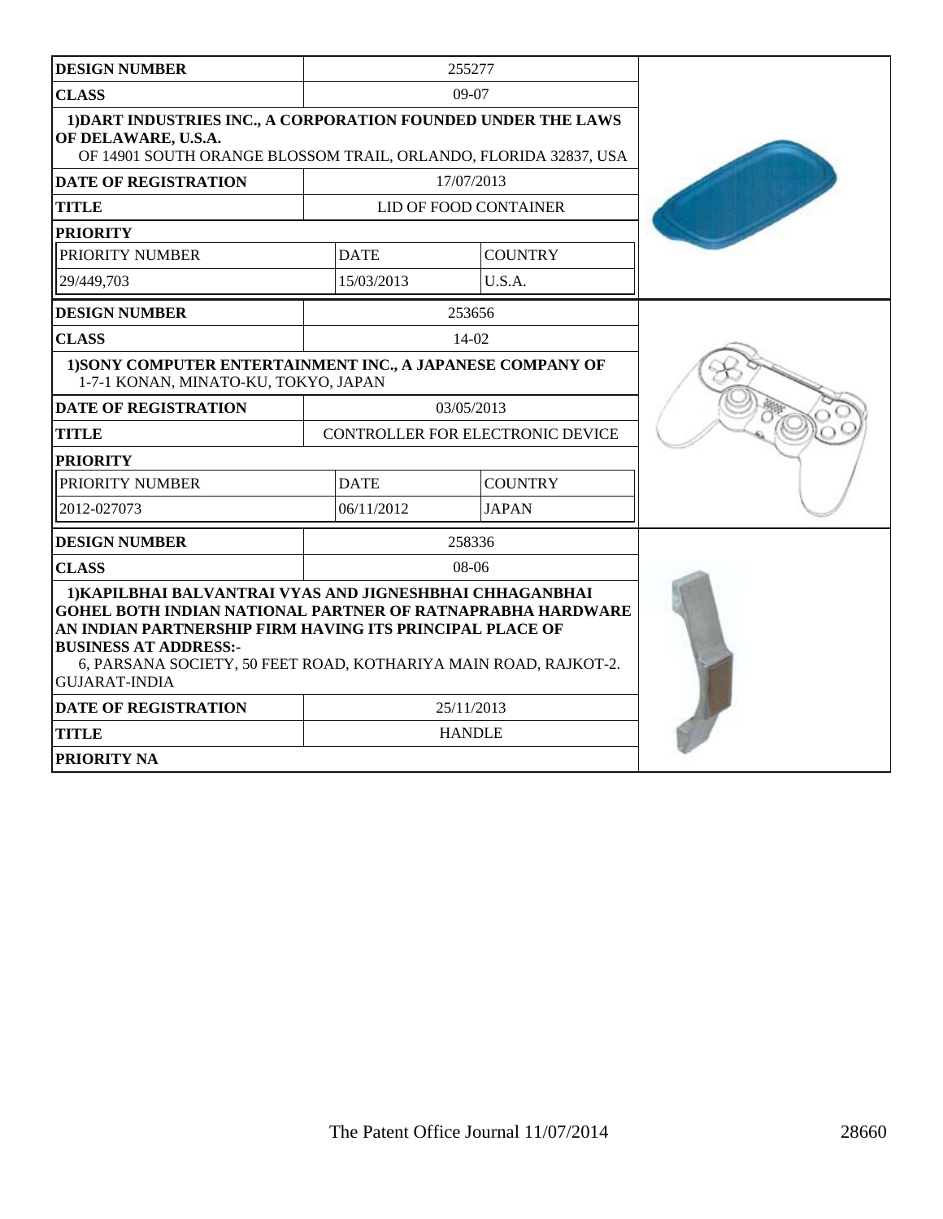| DESIGN NUMBER | 255277 | |
|---|---|---|
| CLASS | 09-07 | |
| 1)DART INDUSTRIES INC., A CORPORATION FOUNDED UNDER THE LAWS OF DELAWARE, U.S.A. OF 14901 SOUTH ORANGE BLOSSOM TRAIL, ORLANDO, FLORIDA 32837, USA | | |
| DATE OF REGISTRATION | 17/07/2013 | |
| TITLE | LID OF FOOD CONTAINER | |
| PRIORITY | | |
| PRIORITY NUMBER | DATE | COUNTRY |
| 29/449,703 | 15/03/2013 | U.S.A. |

| DESIGN NUMBER | 253656 | |
|---|---|---|
| CLASS | 14-02 | |
| 1)SONY COMPUTER ENTERTAINMENT INC., A JAPANESE COMPANY OF 1-7-1 KONAN, MINATO-KU, TOKYO, JAPAN | | |
| DATE OF REGISTRATION | 03/05/2013 | |
| TITLE | CONTROLLER FOR ELECTRONIC DEVICE | |
| PRIORITY | | |
| PRIORITY NUMBER | DATE | COUNTRY |
| 2012-027073 | 06/11/2012 | JAPAN |

| DESIGN NUMBER | 258336 |
|---|---|
| CLASS | 08-06 |
| 1)KAPILBHAI BALVANTRAI VYAS AND JIGNESHBHAI CHHAGANBHAI GOHEL BOTH INDIAN NATIONAL PARTNER OF RATNAPRABHA HARDWARE AN INDIAN PARTNERSHIP FIRM HAVING ITS PRINCIPAL PLACE OF BUSINESS AT ADDRESS:- 6, PARSANA SOCIETY, 50 FEET ROAD, KOTHARIYA MAIN ROAD, RAJKOT-2. GUJARAT-INDIA | |
| DATE OF REGISTRATION | 25/11/2013 |
| TITLE | HANDLE |
| PRIORITY NA | |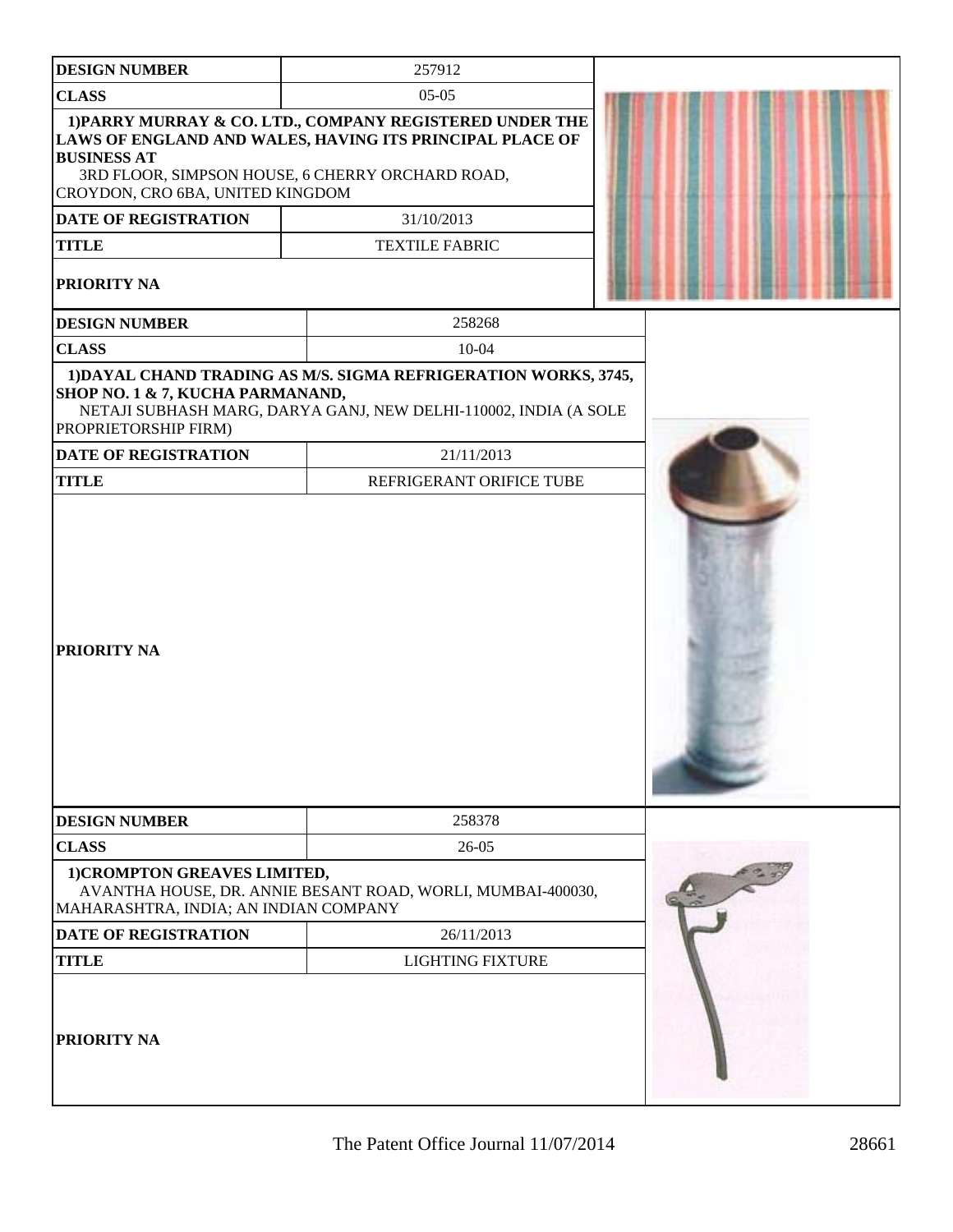| DESIGN NUMBER | 257912 |
| --- | --- |
| CLASS | 05-05 |
| 1)PARRY MURRAY & CO. LTD., COMPANY REGISTERED UNDER THE LAWS OF ENGLAND AND WALES, HAVING ITS PRINCIPAL PLACE OF BUSINESS AT 3RD FLOOR, SIMPSON HOUSE, 6 CHERRY ORCHARD ROAD, CROYDON, CRO 6BA, UNITED KINGDOM | |
| DATE OF REGISTRATION | 31/10/2013 |
| TITLE | TEXTILE FABRIC |
| PRIORITY NA | |

| DESIGN NUMBER | 258268 |
| --- | --- |
| CLASS | 10-04 |
| 1)DAYAL CHAND TRADING AS M/S. SIGMA REFRIGERATION WORKS, 3745, SHOP NO. 1 & 7, KUCHA PARMANAND, NETAJI SUBHASH MARG, DARYA GANJ, NEW DELHI-110002, INDIA (A SOLE PROPRIETORSHIP FIRM) | |
| DATE OF REGISTRATION | 21/11/2013 |
| TITLE | REFRIGERANT ORIFICE TUBE |
| PRIORITY NA | |

| DESIGN NUMBER | 258378 |
| --- | --- |
| CLASS | 26-05 |
| 1)CROMPTON GREAVES LIMITED, AVANTHA HOUSE, DR. ANNIE BESANT ROAD, WORLI, MUMBAI-400030, MAHARASHTRA, INDIA; AN INDIAN COMPANY | |
| DATE OF REGISTRATION | 26/11/2013 |
| TITLE | LIGHTING FIXTURE |
| PRIORITY NA | |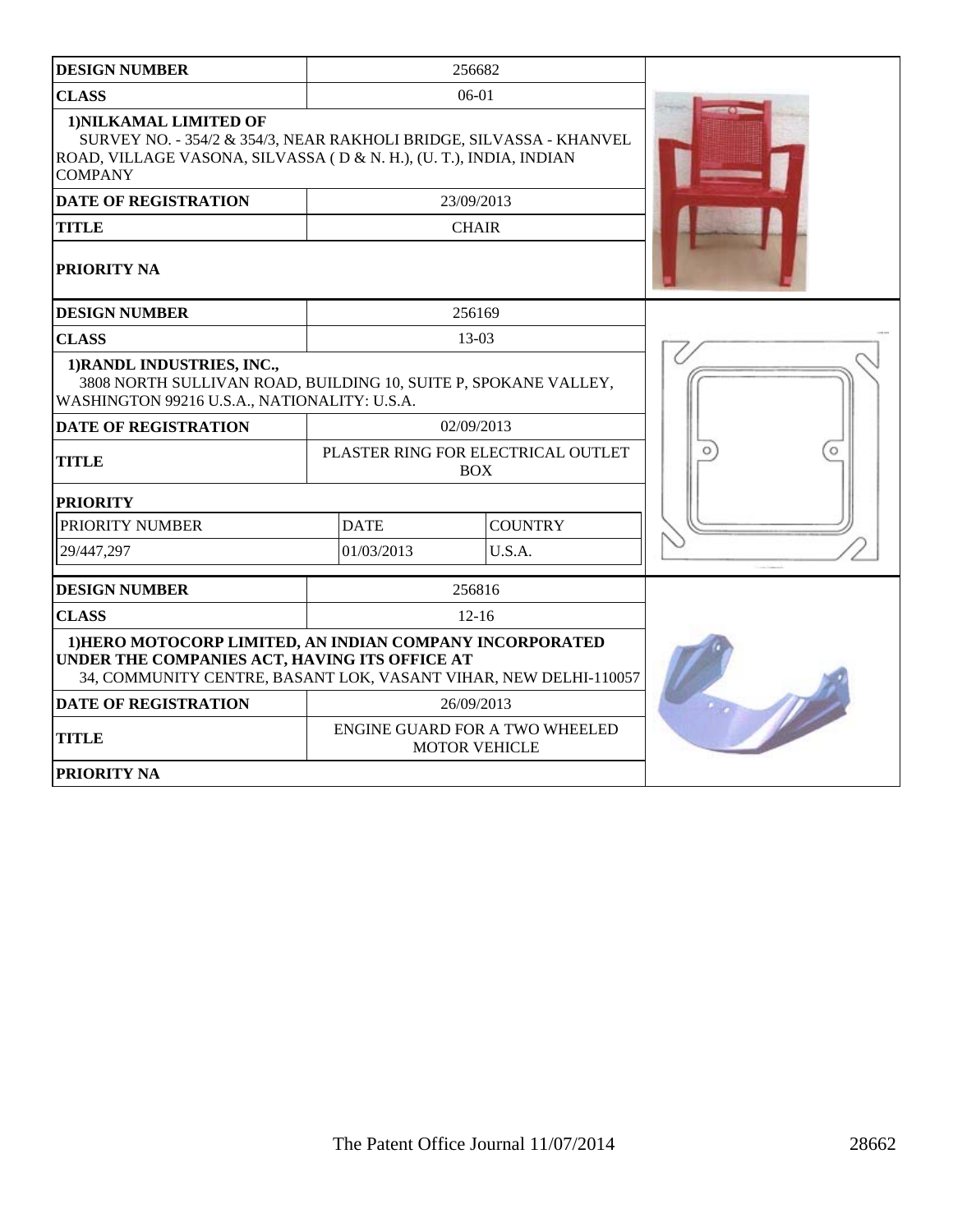| DESIGN NUMBER | 256682 |
| --- | --- |
| CLASS | 06-01 |
| 1)NILKAMAL LIMITED OF<br>SURVEY NO. - 354/2 & 354/3, NEAR RAKHOLI BRIDGE, SILVASSA - KHANVEL ROAD, VILLAGE VASONA, SILVASSA ( D & N. H.), (U. T.), INDIA, INDIAN COMPANY | |
| DATE OF REGISTRATION | 23/09/2013 |
| TITLE | CHAIR |
| PRIORITY NA | |

| DESIGN NUMBER | 256169 | |
| --- | --- | --- |
| CLASS | 13-03 | |
| 1)RANDL INDUSTRIES, INC.,<br>3808 NORTH SULLIVAN ROAD, BUILDING 10, SUITE P, SPOKANE VALLEY, WASHINGTON 99216 U.S.A., NATIONALITY: U.S.A. | | |
| DATE OF REGISTRATION | 02/09/2013 | |
| TITLE | PLASTER RING FOR ELECTRICAL OUTLET BOX | |
| PRIORITY | | |
| PRIORITY NUMBER | DATE | COUNTRY |
| 29/447,297 | 01/03/2013 | U.S.A. |

| DESIGN NUMBER | 256816 |
| --- | --- |
| CLASS | 12-16 |
| 1)HERO MOTOCORP LIMITED, AN INDIAN COMPANY INCORPORATED UNDER THE COMPANIES ACT, HAVING ITS OFFICE AT<br>34, COMMUNITY CENTRE, BASANT LOK, VASANT VIHAR, NEW DELHI-110057 | |
| DATE OF REGISTRATION | 26/09/2013 |
| TITLE | ENGINE GUARD FOR A TWO WHEELED MOTOR VEHICLE |
| PRIORITY NA | |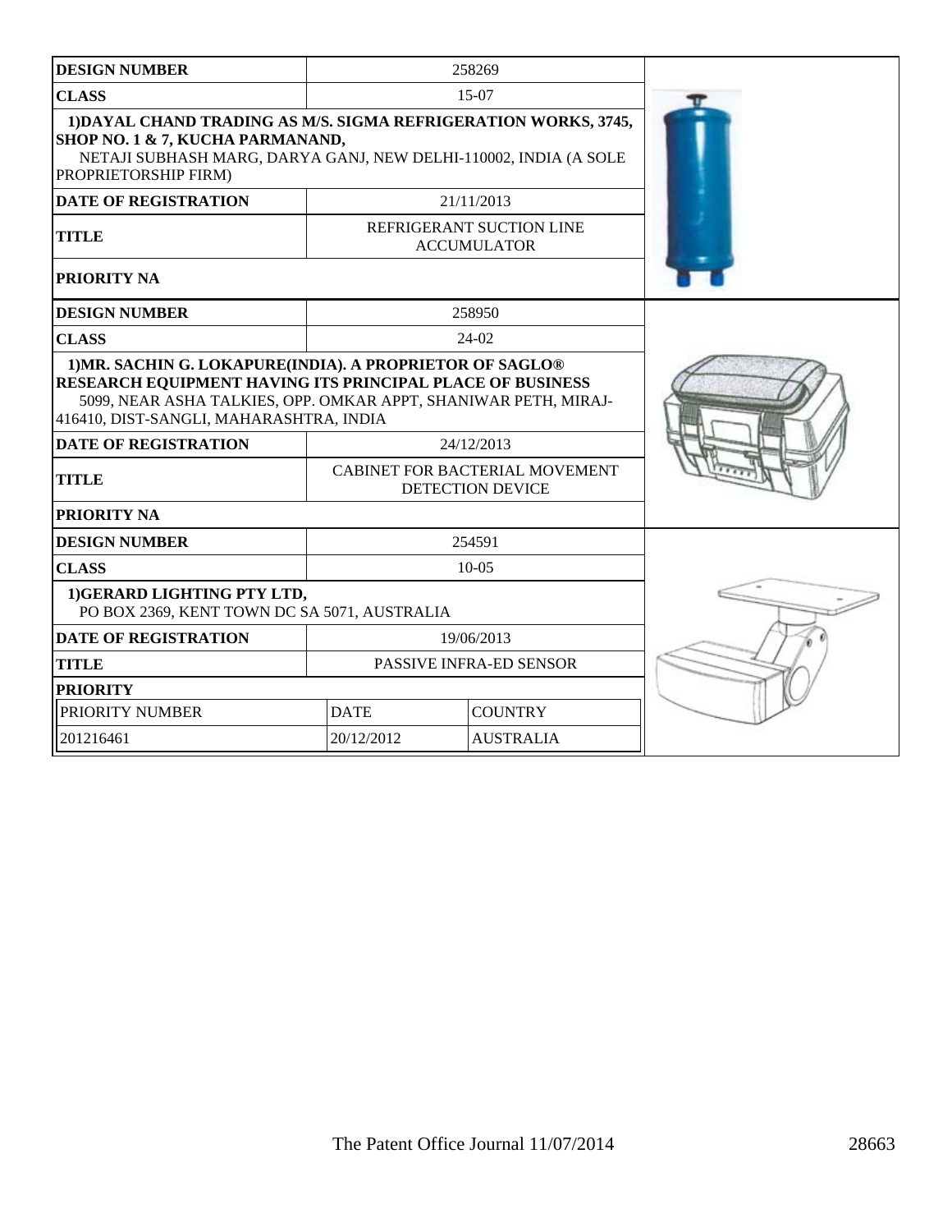| DESIGN NUMBER | 258269 | |
|---|---|---|
| CLASS | 15-07 | |
| 1)DAYAL CHAND TRADING AS M/S. SIGMA REFRIGERATION WORKS, 3745, SHOP NO. 1 & 7, KUCHA PARMANAND, NETAJI SUBHASH MARG, DARYA GANJ, NEW DELHI-110002, INDIA (A SOLE PROPRIETORSHIP FIRM) | | |
| DATE OF REGISTRATION | 21/11/2013 | |
| TITLE | REFRIGERANT SUCTION LINE ACCUMULATOR | |
| PRIORITY NA | | |

| DESIGN NUMBER | 258950 | |
|---|---|---|
| CLASS | 24-02 | |
| 1)MR. SACHIN G. LOKAPURE(INDIA). A PROPRIETOR OF SAGLO® RESEARCH EQUIPMENT HAVING ITS PRINCIPAL PLACE OF BUSINESS 5099, NEAR ASHA TALKIES, OPP. OMKAR APPT, SHANIWAR PETH, MIRAJ-416410, DIST-SANGLI, MAHARASHTRA, INDIA | | |
| DATE OF REGISTRATION | 24/12/2013 | |
| TITLE | CABINET FOR BACTERIAL MOVEMENT DETECTION DEVICE | |
| PRIORITY NA | | |

| DESIGN NUMBER | 254591 | |
|---|---|---|
| CLASS | 10-05 | |
| 1)GERARD LIGHTING PTY LTD, PO BOX 2369, KENT TOWN DC SA 5071, AUSTRALIA | | |
| DATE OF REGISTRATION | 19/06/2013 | |
| TITLE | PASSIVE INFRA-ED SENSOR | |
| PRIORITY | | |
| PRIORITY NUMBER | DATE | COUNTRY |
| 201216461 | 20/12/2012 | AUSTRALIA |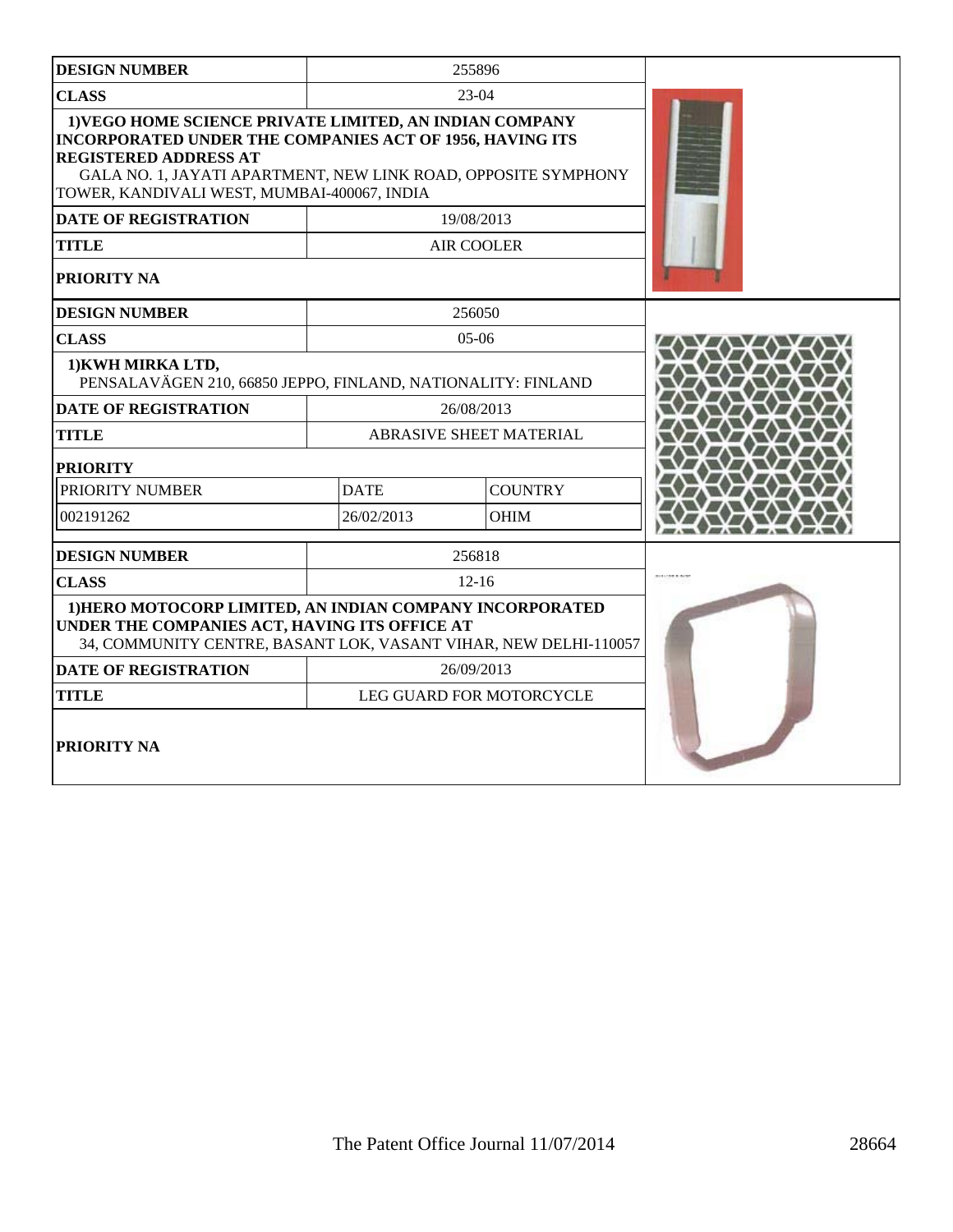| DESIGN NUMBER | 255896 | |
|---|---|---|
| CLASS | 23-04 | |
| 1)VEGO HOME SCIENCE PRIVATE LIMITED, AN INDIAN COMPANY INCORPORATED UNDER THE COMPANIES ACT OF 1956, HAVING ITS REGISTERED ADDRESS AT GALA NO. 1, JAYATI APARTMENT, NEW LINK ROAD, OPPOSITE SYMPHONY TOWER, KANDIVALI WEST, MUMBAI-400067, INDIA | | |
| DATE OF REGISTRATION | 19/08/2013 | |
| TITLE | AIR COOLER | |
| PRIORITY NA | | |

| DESIGN NUMBER | 256050 | |
|---|---|---|
| CLASS | 05-06 | |
| 1)KWH MIRKA LTD, PENSALAVÄGEN 210, 66850 JEPPO, FINLAND, NATIONALITY: FINLAND | | |
| DATE OF REGISTRATION | 26/08/2013 | |
| TITLE | ABRASIVE SHEET MATERIAL | |
| PRIORITY | | |
| PRIORITY NUMBER | DATE | COUNTRY |
| 002191262 | 26/02/2013 | OHIM |

| DESIGN NUMBER | 256818 |
|---|---|
| CLASS | 12-16 |
| 1)HERO MOTOCORP LIMITED, AN INDIAN COMPANY INCORPORATED UNDER THE COMPANIES ACT, HAVING ITS OFFICE AT 34, COMMUNITY CENTRE, BASANT LOK, VASANT VIHAR, NEW DELHI-110057 | |
| DATE OF REGISTRATION | 26/09/2013 |
| TITLE | LEG GUARD FOR MOTORCYCLE |
| PRIORITY NA | |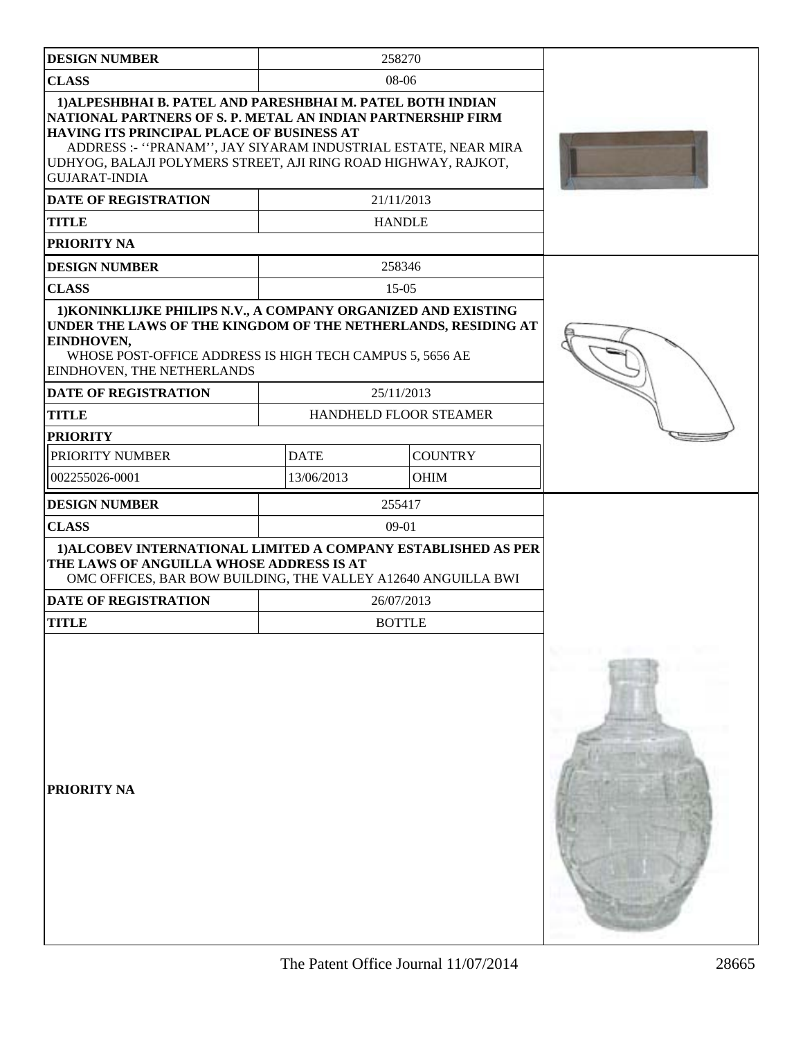| DESIGN NUMBER | 258270 | |
|---|---|---|
| CLASS | 08-06 | |
| 1)ALPESHBHAI B. PATEL AND PARESHBHAI M. PATEL BOTH INDIAN NATIONAL PARTNERS OF S. P. METAL AN INDIAN PARTNERSHIP FIRM HAVING ITS PRINCIPAL PLACE OF BUSINESS AT ADDRESS :- ''PRANAM'', JAY SIYARAM INDUSTRIAL ESTATE, NEAR MIRA UDHYOG, BALAJI POLYMERS STREET, AJI RING ROAD HIGHWAY, RAJKOT, GUJARAT-INDIA | | |
| DATE OF REGISTRATION | 21/11/2013 | |
| TITLE | HANDLE | |
| PRIORITY NA | | |

| DESIGN NUMBER | 258346 | |
|---|---|---|
| CLASS | 15-05 | |
| 1)KONINKLIJKE PHILIPS N.V., A COMPANY ORGANIZED AND EXISTING UNDER THE LAWS OF THE KINGDOM OF THE NETHERLANDS, RESIDING AT EINDHOVEN, WHOSE POST-OFFICE ADDRESS IS HIGH TECH CAMPUS 5, 5656 AE EINDHOVEN, THE NETHERLANDS | | |
| DATE OF REGISTRATION | 25/11/2013 | |
| TITLE | HANDHELD FLOOR STEAMER | |
| PRIORITY | | |
| PRIORITY NUMBER | DATE | COUNTRY |
| 002255026-0001 | 13/06/2013 | OHIM |

| DESIGN NUMBER | 255417 |
|---|---|
| CLASS | 09-01 |
| 1)ALCOBEV INTERNATIONAL LIMITED A COMPANY ESTABLISHED AS PER THE LAWS OF ANGUILLA WHOSE ADDRESS IS AT OMC OFFICES, BAR BOW BUILDING, THE VALLEY A12640 ANGUILLA BWI | |
| DATE OF REGISTRATION | 26/07/2013 |
| TITLE | BOTTLE |
| PRIORITY NA | |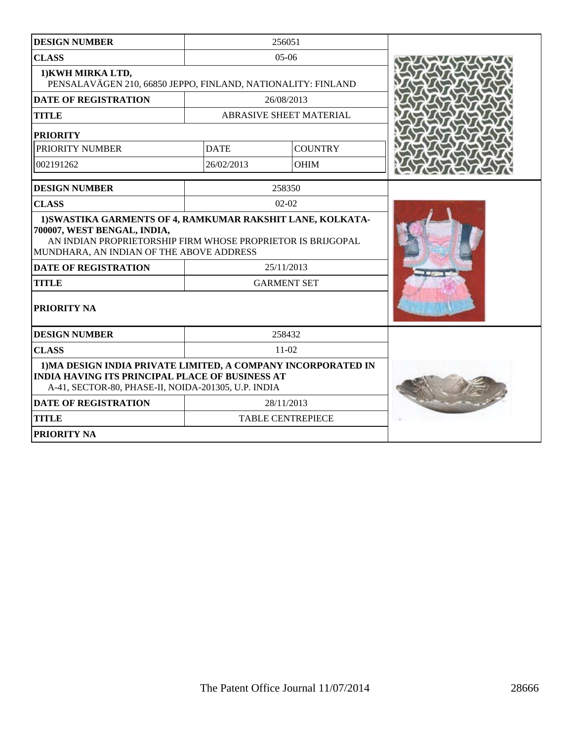| DESIGN NUMBER | 256051 | |
|---|---|---|
| CLASS | 05-06 | |
| 1)KWH MIRKA LTD, PENSALAVÄGEN 210, 66850 JEPPO, FINLAND, NATIONALITY: FINLAND | | |
| DATE OF REGISTRATION | 26/08/2013 | |
| TITLE | ABRASIVE SHEET MATERIAL | |
| **PRIORITY** | | |
| PRIORITY NUMBER | DATE | COUNTRY |
| 002191262 | 26/02/2013 | OHIM |

| DESIGN NUMBER | 258350 |
|---|---|
| CLASS | 02-02 |
| **1)SWASTIKA GARMENTS OF 4, RAMKUMAR RAKSHIT LANE, KOLKATA-700007, WEST BENGAL, INDIA,** AN INDIAN PROPRIETORSHIP FIRM WHOSE PROPRIETOR IS BRIJGOPAL MUNDHARA, AN INDIAN OF THE ABOVE ADDRESS | |
| DATE OF REGISTRATION | 25/11/2013 |
| TITLE | GARMENT SET |
| PRIORITY NA | |

| DESIGN NUMBER | 258432 |
|---|---|
| CLASS | 11-02 |
| **1)MA DESIGN INDIA PRIVATE LIMITED, A COMPANY INCORPORATED IN INDIA HAVING ITS PRINCIPAL PLACE OF BUSINESS AT** A-41, SECTOR-80, PHASE-II, NOIDA-201305, U.P. INDIA | |
| DATE OF REGISTRATION | 28/11/2013 |
| TITLE | TABLE CENTREPIECE |
| PRIORITY NA | |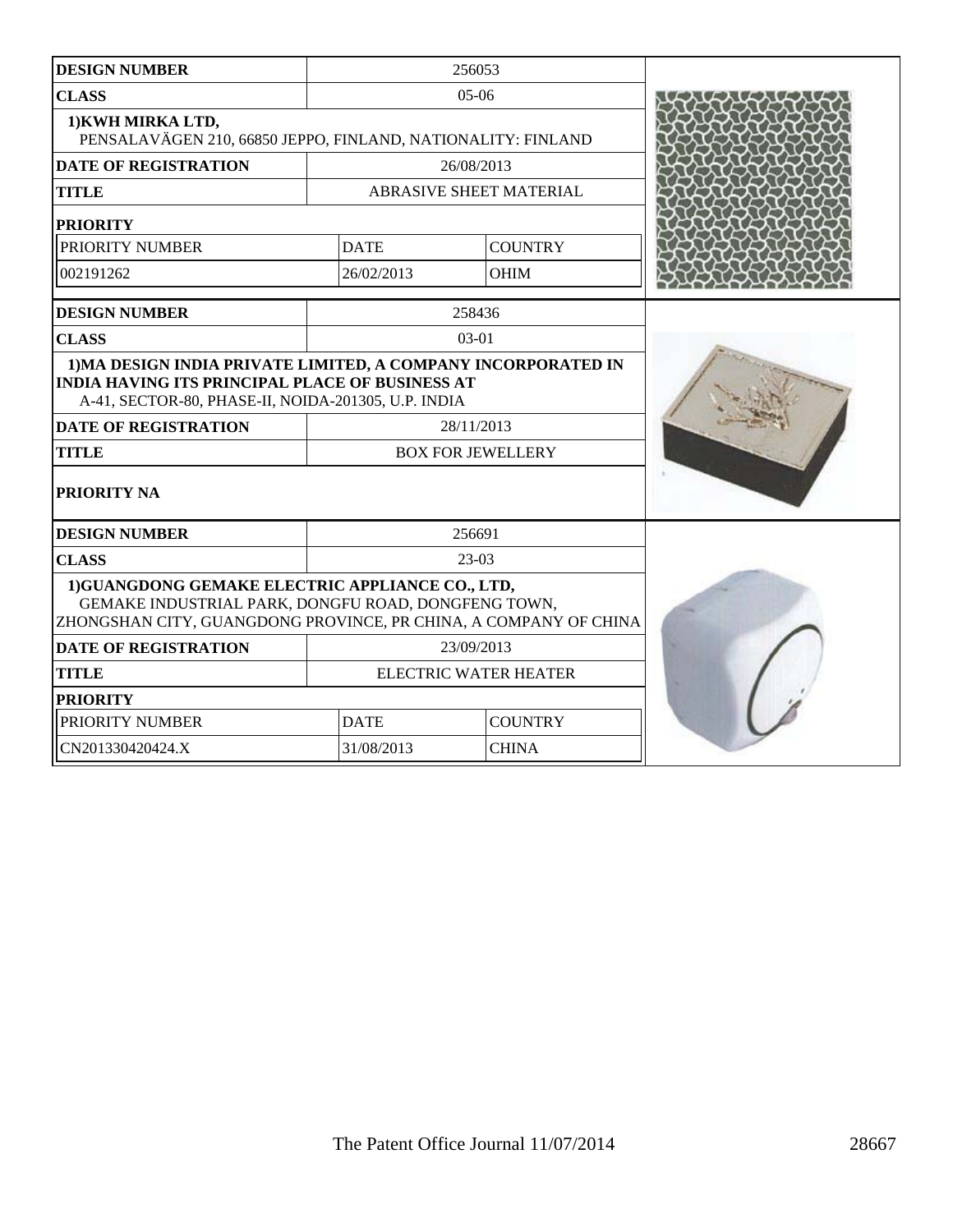| DESIGN NUMBER | 256053 | |
|---|---|---|
| CLASS | 05-06 | |
| 1)KWH MIRKA LTD, PENSALAVÄGEN 210, 66850 JEPPO, FINLAND, NATIONALITY: FINLAND | | |
| DATE OF REGISTRATION | 26/08/2013 | |
| TITLE | ABRASIVE SHEET MATERIAL | |
| PRIORITY | | |
| PRIORITY NUMBER | DATE | COUNTRY |
| 002191262 | 26/02/2013 | OHIM |

| DESIGN NUMBER | 258436 |
|---|---|
| CLASS | 03-01 |
| 1)MA DESIGN INDIA PRIVATE LIMITED, A COMPANY INCORPORATED IN INDIA HAVING ITS PRINCIPAL PLACE OF BUSINESS AT A-41, SECTOR-80, PHASE-II, NOIDA-201305, U.P. INDIA | |
| DATE OF REGISTRATION | 28/11/2013 |
| TITLE | BOX FOR JEWELLERY |
| PRIORITY NA | |

| DESIGN NUMBER | 256691 | |
|---|---|---|
| CLASS | 23-03 | |
| 1)GUANGDONG GEMAKE ELECTRIC APPLIANCE CO., LTD, GEMAKE INDUSTRIAL PARK, DONGFU ROAD, DONGFENG TOWN, ZHONGSHAN CITY, GUANGDONG PROVINCE, PR CHINA, A COMPANY OF CHINA | | |
| DATE OF REGISTRATION | 23/09/2013 | |
| TITLE | ELECTRIC WATER HEATER | |
| PRIORITY | | |
| PRIORITY NUMBER | DATE | COUNTRY |
| CN201330420424.X | 31/08/2013 | CHINA |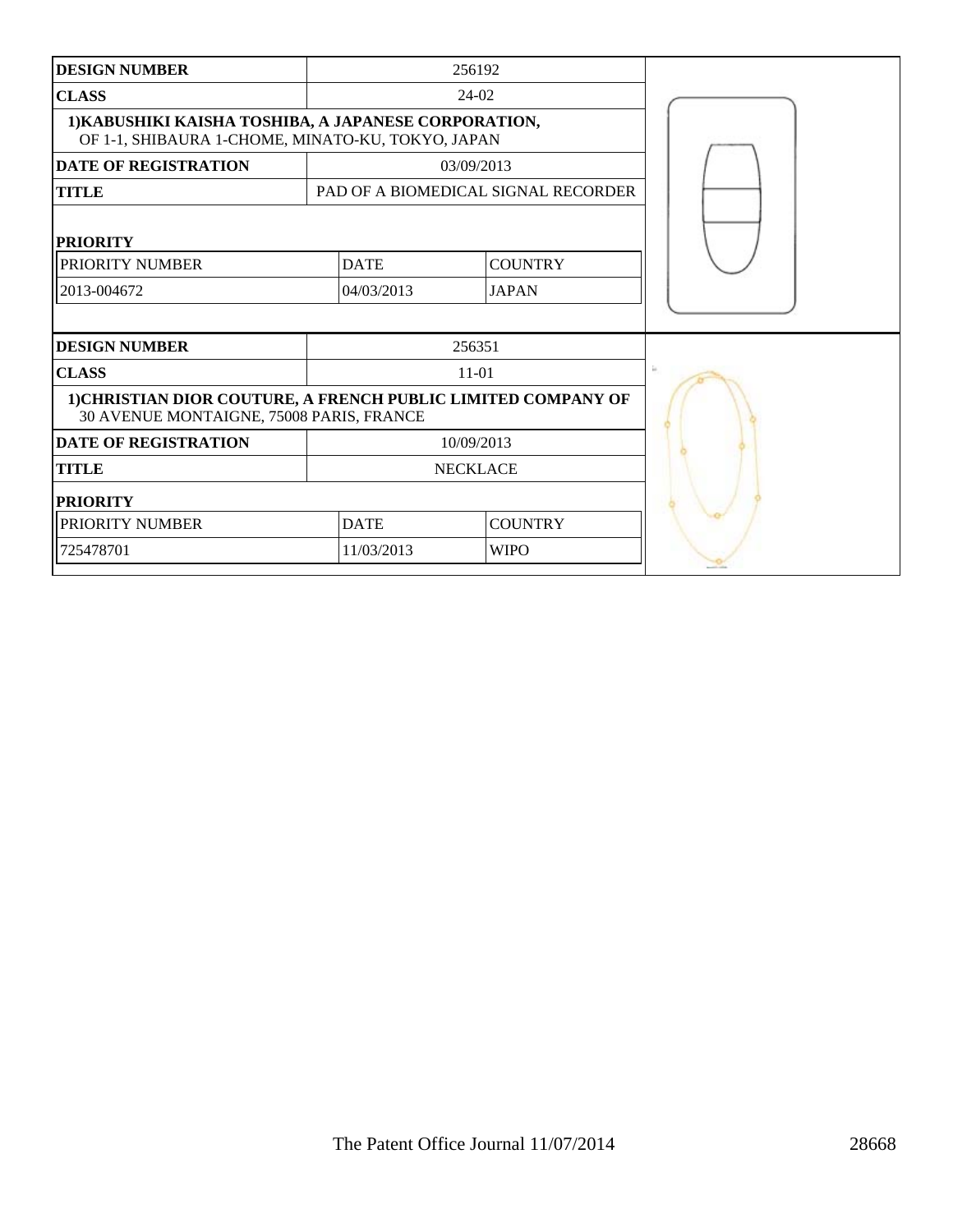| | | | |
|---|---|---|---|
| **DESIGN NUMBER** | 256192 | | |
| **CLASS** | 24-02 | | |
| **1)KABUSHIKI KAISHA TOSHIBA, A JAPANESE CORPORATION,** OF 1-1, SHIBAURA 1-CHOME, MINATO-KU, TOKYO, JAPAN | | | |
| **DATE OF REGISTRATION** | 03/09/2013 | | |
| **TITLE** | PAD OF A BIOMEDICAL SIGNAL RECORDER | | |
| **PRIORITY** | | | |
| PRIORITY NUMBER | DATE | COUNTRY | |
| 2013-004672 | 04/03/2013 | JAPAN | |

| | | | |
|---|---|---|---|
| **DESIGN NUMBER** | 256351 | | |
| **CLASS** | 11-01 | | |
| **1)CHRISTIAN DIOR COUTURE, A FRENCH PUBLIC LIMITED COMPANY OF** 30 AVENUE MONTAIGNE, 75008 PARIS, FRANCE | | | |
| **DATE OF REGISTRATION** | 10/09/2013 | | |
| **TITLE** | NECKLACE | | |
| **PRIORITY** | | | |
| PRIORITY NUMBER | DATE | COUNTRY | |
| 725478701 | 11/03/2013 | WIPO | |